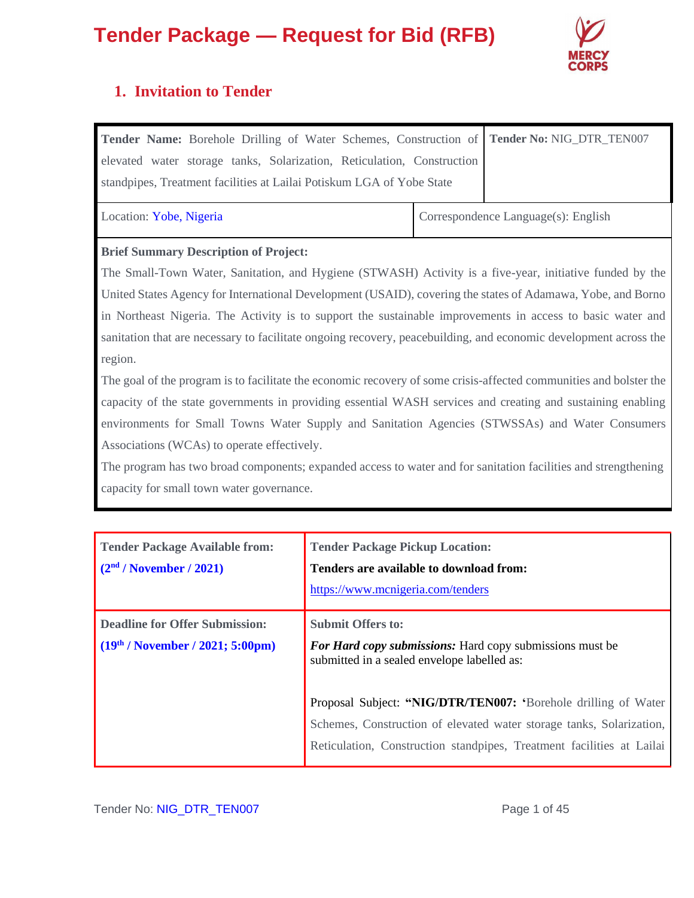# Tender Package — Request for Bid (RFB)

## 1. Invitation to Tender

| **Tender Name:** Borehole Drilling of Water Schemes, Construction of elevated water storage tanks, Solarization, Reticulation, Construction standpipes, Treatment facilities at Lailai Potiskum LGA of Yobe State | **Tender No:** NIG_DTR_TEN007 |
|---|---|
| Location: Yobe, Nigeria | Correspondence Language(s): English |

**Brief Summary Description of Project:**

The Small-Town Water, Sanitation, and Hygiene (STWASH) Activity is a five-year, initiative funded by the United States Agency for International Development (USAID), covering the states of Adamawa, Yobe, and Borno in Northeast Nigeria. The Activity is to support the sustainable improvements in access to basic water and sanitation that are necessary to facilitate ongoing recovery, peacebuilding, and economic development across the region.

The goal of the program is to facilitate the economic recovery of some crisis-affected communities and bolster the capacity of the state governments in providing essential WASH services and creating and sustaining enabling environments for Small Towns Water Supply and Sanitation Agencies (STWSSAs) and Water Consumers Associations (WCAs) to operate effectively.

The program has two broad components; expanded access to water and for sanitation facilities and strengthening capacity for small town water governance.

| **Tender Package Available from:** **(2nd / November / 2021)** | **Tender Package Pickup Location:** **Tenders are available to download from:** https://www.mcnigeria.com/tenders |
|---|---|
| **Deadline for Offer Submission:** **(19th / November / 2021; 5:00pm)** | **Submit Offers to:** ***For Hard copy submissions:*** Hard copy submissions must be submitted in a sealed envelope labelled as: Proposal Subject: **"NIG/DTR/TEN007: '**Borehole drilling of Water Schemes, Construction of elevated water storage tanks, Solarization, Reticulation, Construction standpipes, Treatment facilities at Lailai |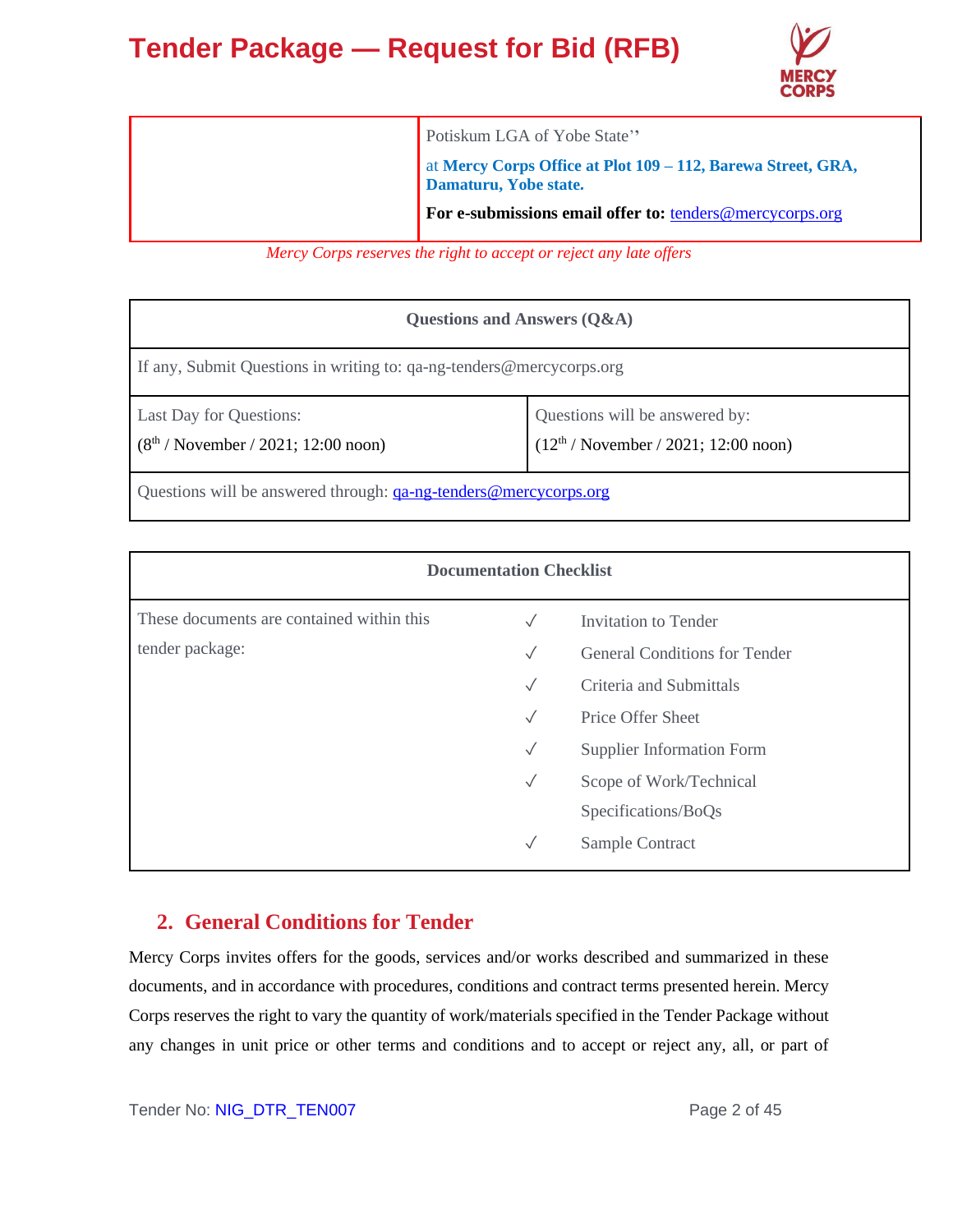| | Potiskum LGA of Yobe State''<br>at **Mercy Corps Office at Plot 109 – 112, Barewa Street, GRA, Damaturu, Yobe state.**<br>**For e-submissions email offer to:** tenders@mercycorps.org |
|---|---|

*Mercy Corps reserves the right to accept or reject any late offers*

| Questions and Answers (Q&A) | |
|---|---|
| If any, Submit Questions in writing to: qa-ng-tenders@mercycorps.org | |
| Last Day for Questions:<br>(8th / November / 2021; 12:00 noon) | Questions will be answered by:<br>(12th / November / 2021; 12:00 noon) |
| Questions will be answered through: qa-ng-tenders@mercycorps.org | |

| Documentation Checklist | | |
|---|---|---|
| These documents are contained within this tender package: | ✓ | Invitation to Tender |
| | ✓ | General Conditions for Tender |
| | ✓ | Criteria and Submittals |
| | ✓ | Price Offer Sheet |
| | ✓ | Supplier Information Form |
| | ✓ | Scope of Work/Technical Specifications/BoQs |
| | ✓ | Sample Contract |

## 2. General Conditions for Tender

Mercy Corps invites offers for the goods, services and/or works described and summarized in these documents, and in accordance with procedures, conditions and contract terms presented herein. Mercy Corps reserves the right to vary the quantity of work/materials specified in the Tender Package without any changes in unit price or other terms and conditions and to accept or reject any, all, or part of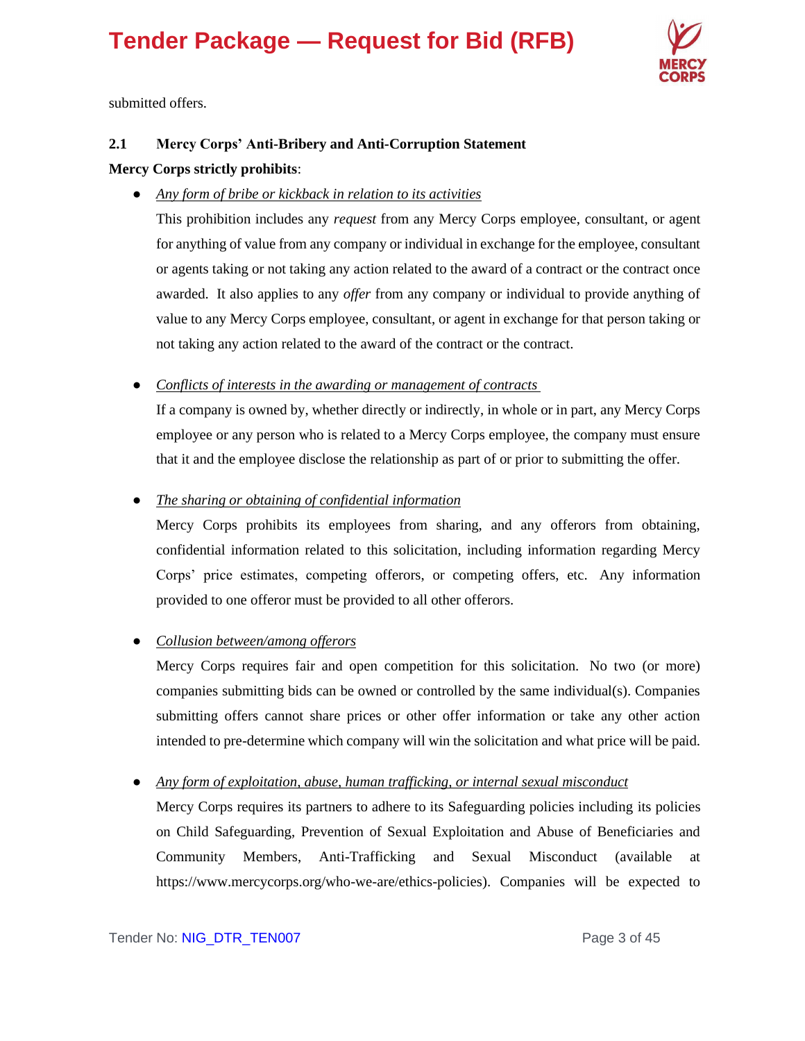submitted offers.

### 2.1 Mercy Corps' Anti-Bribery and Anti-Corruption Statement

**Mercy Corps strictly prohibits**:

- *Any form of bribe or kickback in relation to its activities*

  This prohibition includes any *request* from any Mercy Corps employee, consultant, or agent for anything of value from any company or individual in exchange for the employee, consultant or agents taking or not taking any action related to the award of a contract or the contract once awarded. It also applies to any *offer* from any company or individual to provide anything of value to any Mercy Corps employee, consultant, or agent in exchange for that person taking or not taking any action related to the award of the contract or the contract.

- *Conflicts of interests in the awarding or management of contracts*

  If a company is owned by, whether directly or indirectly, in whole or in part, any Mercy Corps employee or any person who is related to a Mercy Corps employee, the company must ensure that it and the employee disclose the relationship as part of or prior to submitting the offer.

- *The sharing or obtaining of confidential information*

  Mercy Corps prohibits its employees from sharing, and any offerors from obtaining, confidential information related to this solicitation, including information regarding Mercy Corps' price estimates, competing offerors, or competing offers, etc. Any information provided to one offeror must be provided to all other offerors.

- *Collusion between/among offerors*

  Mercy Corps requires fair and open competition for this solicitation. No two (or more) companies submitting bids can be owned or controlled by the same individual(s). Companies submitting offers cannot share prices or other offer information or take any other action intended to pre-determine which company will win the solicitation and what price will be paid.

- *Any form of exploitation, abuse, human trafficking, or internal sexual misconduct*

  Mercy Corps requires its partners to adhere to its Safeguarding policies including its policies on Child Safeguarding, Prevention of Sexual Exploitation and Abuse of Beneficiaries and Community Members, Anti-Trafficking and Sexual Misconduct (available at https://www.mercycorps.org/who-we-are/ethics-policies). Companies will be expected to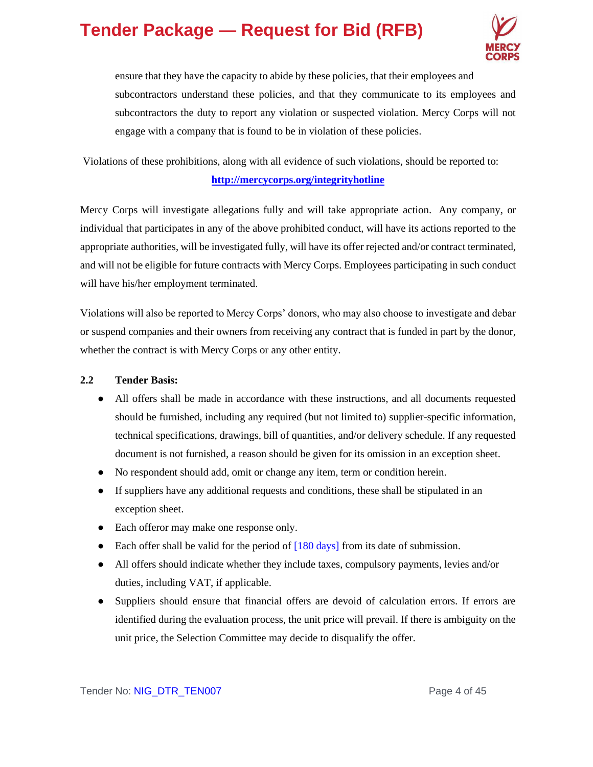ensure that they have the capacity to abide by these policies, that their employees and subcontractors understand these policies, and that they communicate to its employees and subcontractors the duty to report any violation or suspected violation. Mercy Corps will not engage with a company that is found to be in violation of these policies.

Violations of these prohibitions, along with all evidence of such violations, should be reported to: **http://mercycorps.org/integrityhotline**

Mercy Corps will investigate allegations fully and will take appropriate action. Any company, or individual that participates in any of the above prohibited conduct, will have its actions reported to the appropriate authorities, will be investigated fully, will have its offer rejected and/or contract terminated, and will not be eligible for future contracts with Mercy Corps. Employees participating in such conduct will have his/her employment terminated.

Violations will also be reported to Mercy Corps' donors, who may also choose to investigate and debar or suspend companies and their owners from receiving any contract that is funded in part by the donor, whether the contract is with Mercy Corps or any other entity.

**2.2 Tender Basis:**

- All offers shall be made in accordance with these instructions, and all documents requested should be furnished, including any required (but not limited to) supplier-specific information, technical specifications, drawings, bill of quantities, and/or delivery schedule. If any requested document is not furnished, a reason should be given for its omission in an exception sheet.
- No respondent should add, omit or change any item, term or condition herein.
- If suppliers have any additional requests and conditions, these shall be stipulated in an exception sheet.
- Each offeror may make one response only.
- Each offer shall be valid for the period of [180 days] from its date of submission.
- All offers should indicate whether they include taxes, compulsory payments, levies and/or duties, including VAT, if applicable.
- Suppliers should ensure that financial offers are devoid of calculation errors. If errors are identified during the evaluation process, the unit price will prevail. If there is ambiguity on the unit price, the Selection Committee may decide to disqualify the offer.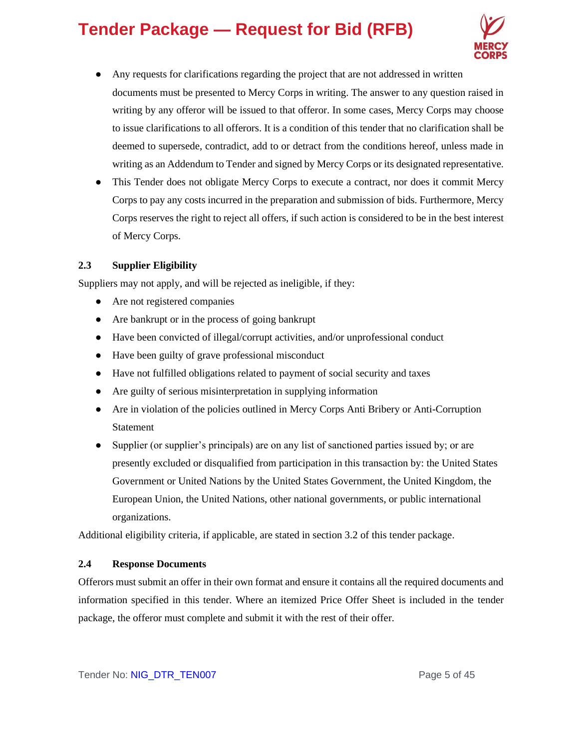- Any requests for clarifications regarding the project that are not addressed in written documents must be presented to Mercy Corps in writing. The answer to any question raised in writing by any offeror will be issued to that offeror. In some cases, Mercy Corps may choose to issue clarifications to all offerors. It is a condition of this tender that no clarification shall be deemed to supersede, contradict, add to or detract from the conditions hereof, unless made in writing as an Addendum to Tender and signed by Mercy Corps or its designated representative.
- This Tender does not obligate Mercy Corps to execute a contract, nor does it commit Mercy Corps to pay any costs incurred in the preparation and submission of bids. Furthermore, Mercy Corps reserves the right to reject all offers, if such action is considered to be in the best interest of Mercy Corps.

### 2.3 Supplier Eligibility

Suppliers may not apply, and will be rejected as ineligible, if they:

- Are not registered companies
- Are bankrupt or in the process of going bankrupt
- Have been convicted of illegal/corrupt activities, and/or unprofessional conduct
- Have been guilty of grave professional misconduct
- Have not fulfilled obligations related to payment of social security and taxes
- Are guilty of serious misinterpretation in supplying information
- Are in violation of the policies outlined in Mercy Corps Anti Bribery or Anti-Corruption Statement
- Supplier (or supplier's principals) are on any list of sanctioned parties issued by; or are presently excluded or disqualified from participation in this transaction by: the United States Government or United Nations by the United States Government, the United Kingdom, the European Union, the United Nations, other national governments, or public international organizations.

Additional eligibility criteria, if applicable, are stated in section 3.2 of this tender package.

### 2.4 Response Documents

Offerors must submit an offer in their own format and ensure it contains all the required documents and information specified in this tender. Where an itemized Price Offer Sheet is included in the tender package, the offeror must complete and submit it with the rest of their offer.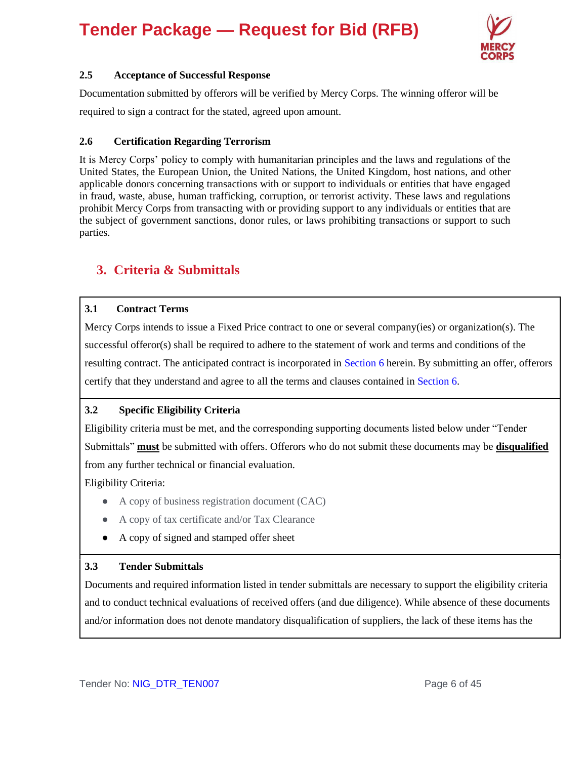### 2.5 Acceptance of Successful Response

Documentation submitted by offerors will be verified by Mercy Corps. The winning offeror will be required to sign a contract for the stated, agreed upon amount.

### 2.6 Certification Regarding Terrorism

It is Mercy Corps' policy to comply with humanitarian principles and the laws and regulations of the United States, the European Union, the United Nations, the United Kingdom, host nations, and other applicable donors concerning transactions with or support to individuals or entities that have engaged in fraud, waste, abuse, human trafficking, corruption, or terrorist activity. These laws and regulations prohibit Mercy Corps from transacting with or providing support to any individuals or entities that are the subject of government sanctions, donor rules, or laws prohibiting transactions or support to such parties.

## 3. Criteria & Submittals

### 3.1 Contract Terms

Mercy Corps intends to issue a Fixed Price contract to one or several company(ies) or organization(s). The successful offeror(s) shall be required to adhere to the statement of work and terms and conditions of the resulting contract. The anticipated contract is incorporated in Section 6 herein. By submitting an offer, offerors certify that they understand and agree to all the terms and clauses contained in Section 6.

### 3.2 Specific Eligibility Criteria

Eligibility criteria must be met, and the corresponding supporting documents listed below under "Tender Submittals" **must** be submitted with offers. Offerors who do not submit these documents may be **disqualified** from any further technical or financial evaluation.

Eligibility Criteria:

- A copy of business registration document (CAC)
- A copy of tax certificate and/or Tax Clearance
- A copy of signed and stamped offer sheet

### 3.3 Tender Submittals

Documents and required information listed in tender submittals are necessary to support the eligibility criteria and to conduct technical evaluations of received offers (and due diligence). While absence of these documents and/or information does not denote mandatory disqualification of suppliers, the lack of these items has the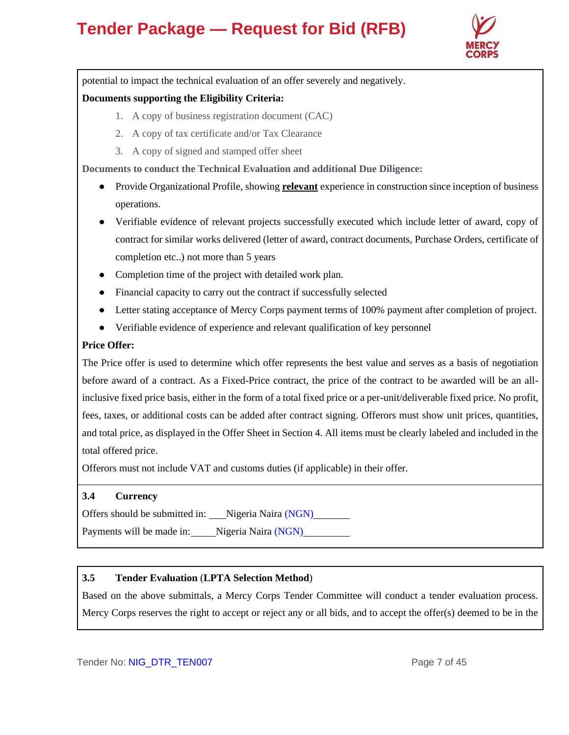potential to impact the technical evaluation of an offer severely and negatively.

**Documents supporting the Eligibility Criteria:**

1. A copy of business registration document (CAC)
2. A copy of tax certificate and/or Tax Clearance
3. A copy of signed and stamped offer sheet

**Documents to conduct the Technical Evaluation and additional Due Diligence:**

- Provide Organizational Profile, showing **relevant** experience in construction since inception of business operations.
- Verifiable evidence of relevant projects successfully executed which include letter of award, copy of contract for similar works delivered (letter of award, contract documents, Purchase Orders, certificate of completion etc..) not more than 5 years
- Completion time of the project with detailed work plan.
- Financial capacity to carry out the contract if successfully selected
- Letter stating acceptance of Mercy Corps payment terms of 100% payment after completion of project.
- Verifiable evidence of experience and relevant qualification of key personnel

**Price Offer:**

The Price offer is used to determine which offer represents the best value and serves as a basis of negotiation before award of a contract. As a Fixed-Price contract, the price of the contract to be awarded will be an all-inclusive fixed price basis, either in the form of a total fixed price or a per-unit/deliverable fixed price. No profit, fees, taxes, or additional costs can be added after contract signing. Offerors must show unit prices, quantities, and total price, as displayed in the Offer Sheet in Section 4. All items must be clearly labeled and included in the total offered price.

Offerors must not include VAT and customs duties (if applicable) in their offer.

### 3.4 Currency

Offers should be submitted in: Nigeria Naira (NGN)

Payments will be made in: Nigeria Naira (NGN)

### 3.5 Tender Evaluation (LPTA Selection Method)

Based on the above submittals, a Mercy Corps Tender Committee will conduct a tender evaluation process. Mercy Corps reserves the right to accept or reject any or all bids, and to accept the offer(s) deemed to be in the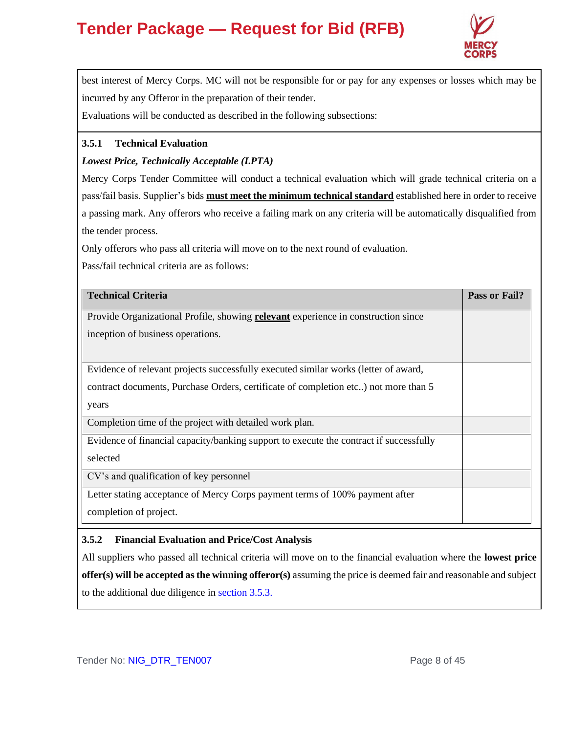best interest of Mercy Corps. MC will not be responsible for or pay for any expenses or losses which may be incurred by any Offeror in the preparation of their tender.

Evaluations will be conducted as described in the following subsections:

### 3.5.1 Technical Evaluation

***Lowest Price, Technically Acceptable (LPTA)***

Mercy Corps Tender Committee will conduct a technical evaluation which will grade technical criteria on a pass/fail basis. Supplier's bids **must meet the minimum technical standard** established here in order to receive a passing mark. Any offerors who receive a failing mark on any criteria will be automatically disqualified from the tender process.

Only offerors who pass all criteria will move on to the next round of evaluation.

Pass/fail technical criteria are as follows:

| Technical Criteria | Pass or Fail? |
|---|---|
| Provide Organizational Profile, showing **relevant** experience in construction since inception of business operations. | |
| Evidence of relevant projects successfully executed similar works (letter of award, contract documents, Purchase Orders, certificate of completion etc..) not more than 5 years | |
| Completion time of the project with detailed work plan. | |
| Evidence of financial capacity/banking support to execute the contract if successfully selected | |
| CV's and qualification of key personnel | |
| Letter stating acceptance of Mercy Corps payment terms of 100% payment after completion of project. | |

### 3.5.2 Financial Evaluation and Price/Cost Analysis

All suppliers who passed all technical criteria will move on to the financial evaluation where the **lowest price offer(s) will be accepted as the winning offeror(s)** assuming the price is deemed fair and reasonable and subject to the additional due diligence in section 3.5.3.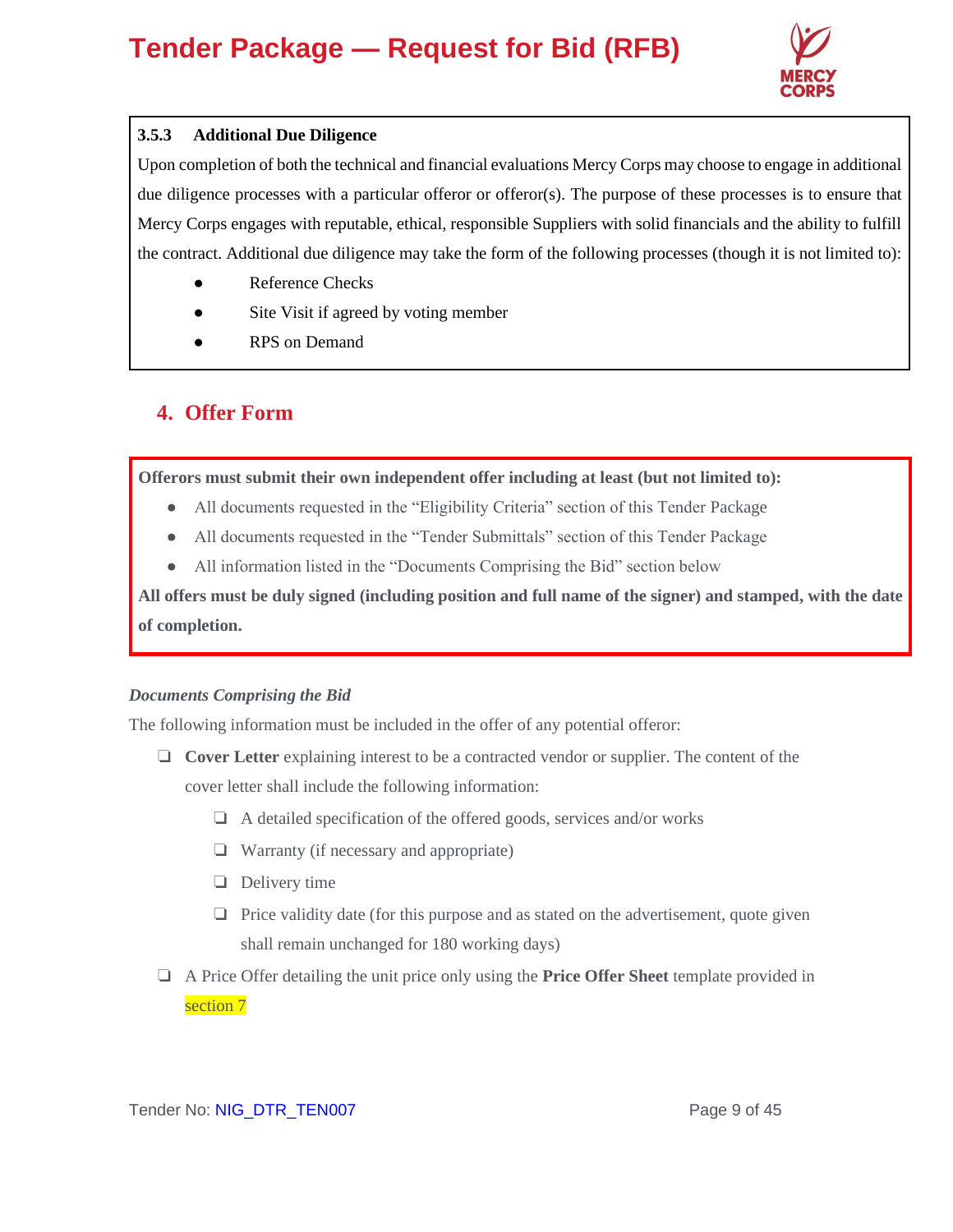#### 3.5.3 Additional Due Diligence

Upon completion of both the technical and financial evaluations Mercy Corps may choose to engage in additional due diligence processes with a particular offeror or offeror(s). The purpose of these processes is to ensure that Mercy Corps engages with reputable, ethical, responsible Suppliers with solid financials and the ability to fulfill the contract. Additional due diligence may take the form of the following processes (though it is not limited to):

- Reference Checks
- Site Visit if agreed by voting member
- RPS on Demand

## 4. Offer Form

**Offerors must submit their own independent offer including at least (but not limited to):**

- All documents requested in the "Eligibility Criteria" section of this Tender Package
- All documents requested in the "Tender Submittals" section of this Tender Package
- All information listed in the "Documents Comprising the Bid" section below

**All offers must be duly signed (including position and full name of the signer) and stamped, with the date of completion.**

***Documents Comprising the Bid***

The following information must be included in the offer of any potential offeror:

- ❑ **Cover Letter** explaining interest to be a contracted vendor or supplier. The content of the cover letter shall include the following information:
  - ❑ A detailed specification of the offered goods, services and/or works
  - ❑ Warranty (if necessary and appropriate)
  - ❑ Delivery time
  - ❑ Price validity date (for this purpose and as stated on the advertisement, quote given shall remain unchanged for 180 working days)
- ❑ A Price Offer detailing the unit price only using the **Price Offer Sheet** template provided in section 7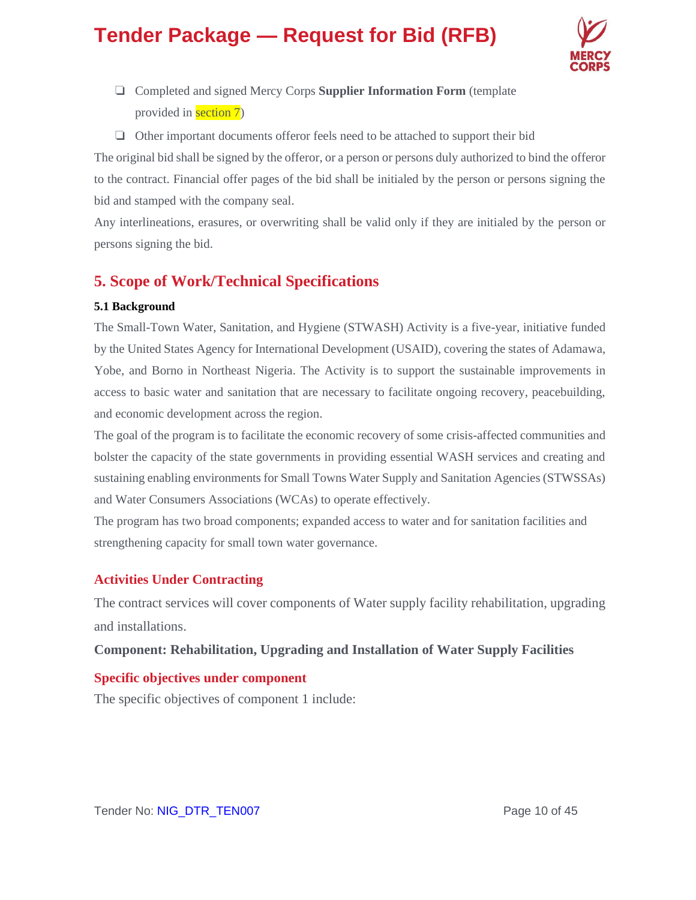- ❑ Completed and signed Mercy Corps **Supplier Information Form** (template provided in section 7)
- ❑ Other important documents offeror feels need to be attached to support their bid

The original bid shall be signed by the offeror, or a person or persons duly authorized to bind the offeror to the contract. Financial offer pages of the bid shall be initialed by the person or persons signing the bid and stamped with the company seal.

Any interlineations, erasures, or overwriting shall be valid only if they are initialed by the person or persons signing the bid.

## 5. Scope of Work/Technical Specifications

#### 5.1 Background

The Small-Town Water, Sanitation, and Hygiene (STWASH) Activity is a five-year, initiative funded by the United States Agency for International Development (USAID), covering the states of Adamawa, Yobe, and Borno in Northeast Nigeria. The Activity is to support the sustainable improvements in access to basic water and sanitation that are necessary to facilitate ongoing recovery, peacebuilding, and economic development across the region.

The goal of the program is to facilitate the economic recovery of some crisis-affected communities and bolster the capacity of the state governments in providing essential WASH services and creating and sustaining enabling environments for Small Towns Water Supply and Sanitation Agencies (STWSSAs) and Water Consumers Associations (WCAs) to operate effectively.

The program has two broad components; expanded access to water and for sanitation facilities and strengthening capacity for small town water governance.

### Activities Under Contracting

The contract services will cover components of Water supply facility rehabilitation, upgrading and installations.

**Component: Rehabilitation, Upgrading and Installation of Water Supply Facilities**

### Specific objectives under component

The specific objectives of component 1 include: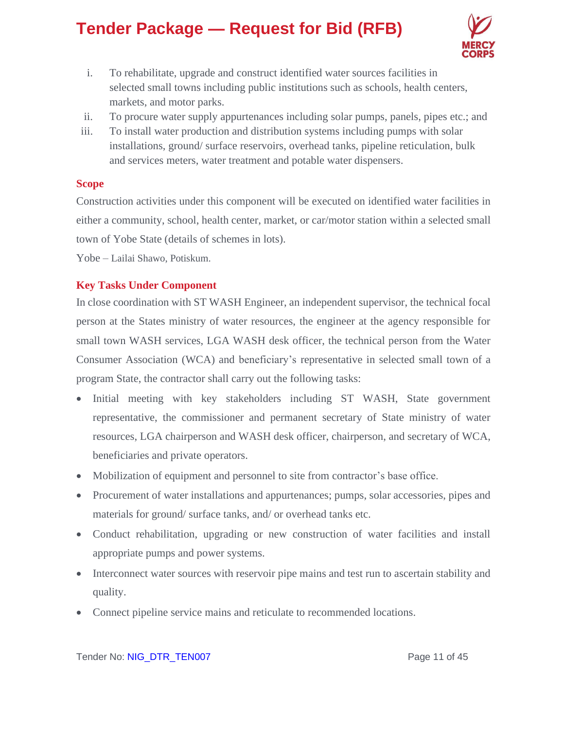i. To rehabilitate, upgrade and construct identified water sources facilities in selected small towns including public institutions such as schools, health centers, markets, and motor parks.
ii. To procure water supply appurtenances including solar pumps, panels, pipes etc.; and
iii. To install water production and distribution systems including pumps with solar installations, ground/ surface reservoirs, overhead tanks, pipeline reticulation, bulk and services meters, water treatment and potable water dispensers.

## Scope

Construction activities under this component will be executed on identified water facilities in either a community, school, health center, market, or car/motor station within a selected small town of Yobe State (details of schemes in lots).

Yobe – Lailai Shawo, Potiskum.

## Key Tasks Under Component

In close coordination with ST WASH Engineer, an independent supervisor, the technical focal person at the States ministry of water resources, the engineer at the agency responsible for small town WASH services, LGA WASH desk officer, the technical person from the Water Consumer Association (WCA) and beneficiary's representative in selected small town of a program State, the contractor shall carry out the following tasks:

- Initial meeting with key stakeholders including ST WASH, State government representative, the commissioner and permanent secretary of State ministry of water resources, LGA chairperson and WASH desk officer, chairperson, and secretary of WCA, beneficiaries and private operators.
- Mobilization of equipment and personnel to site from contractor's base office.
- Procurement of water installations and appurtenances; pumps, solar accessories, pipes and materials for ground/ surface tanks, and/ or overhead tanks etc.
- Conduct rehabilitation, upgrading or new construction of water facilities and install appropriate pumps and power systems.
- Interconnect water sources with reservoir pipe mains and test run to ascertain stability and quality.
- Connect pipeline service mains and reticulate to recommended locations.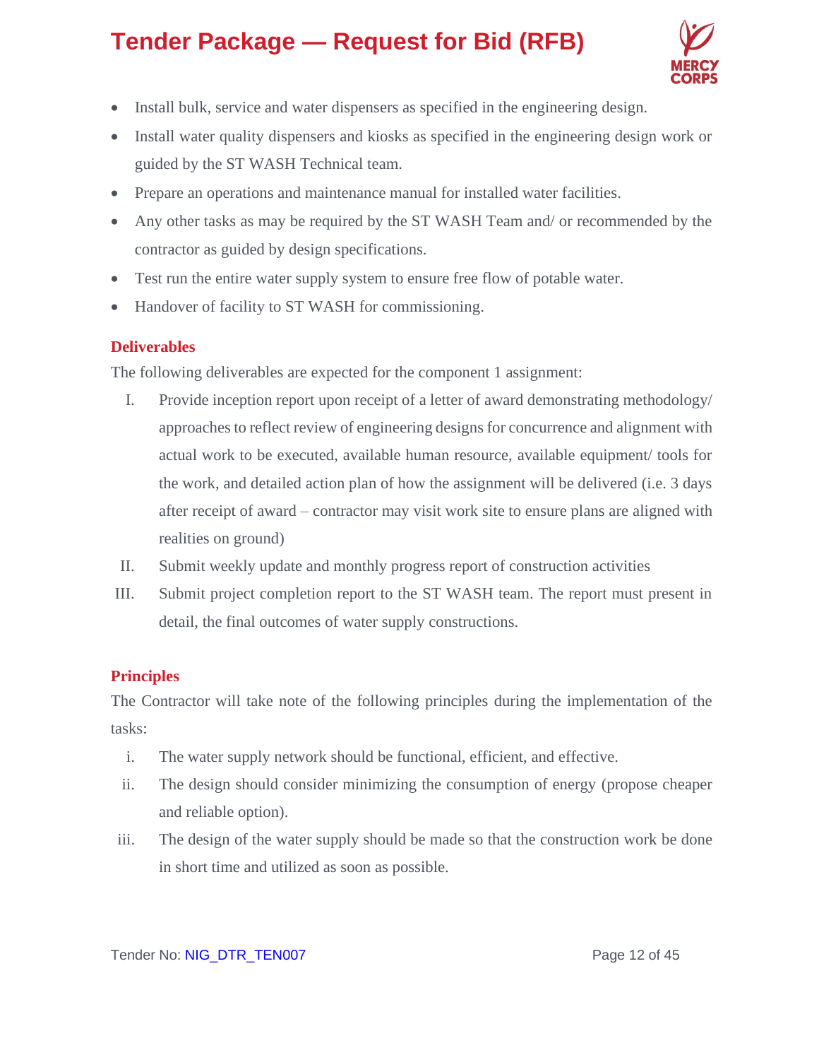- Install bulk, service and water dispensers as specified in the engineering design.
- Install water quality dispensers and kiosks as specified in the engineering design work or guided by the ST WASH Technical team.
- Prepare an operations and maintenance manual for installed water facilities.
- Any other tasks as may be required by the ST WASH Team and/ or recommended by the contractor as guided by design specifications.
- Test run the entire water supply system to ensure free flow of potable water.
- Handover of facility to ST WASH for commissioning.

### Deliverables

The following deliverables are expected for the component 1 assignment:

I. Provide inception report upon receipt of a letter of award demonstrating methodology/ approaches to reflect review of engineering designs for concurrence and alignment with actual work to be executed, available human resource, available equipment/ tools for the work, and detailed action plan of how the assignment will be delivered (i.e. 3 days after receipt of award – contractor may visit work site to ensure plans are aligned with realities on ground)

II. Submit weekly update and monthly progress report of construction activities

III. Submit project completion report to the ST WASH team. The report must present in detail, the final outcomes of water supply constructions.

### Principles

The Contractor will take note of the following principles during the implementation of the tasks:

i. The water supply network should be functional, efficient, and effective.

ii. The design should consider minimizing the consumption of energy (propose cheaper and reliable option).

iii. The design of the water supply should be made so that the construction work be done in short time and utilized as soon as possible.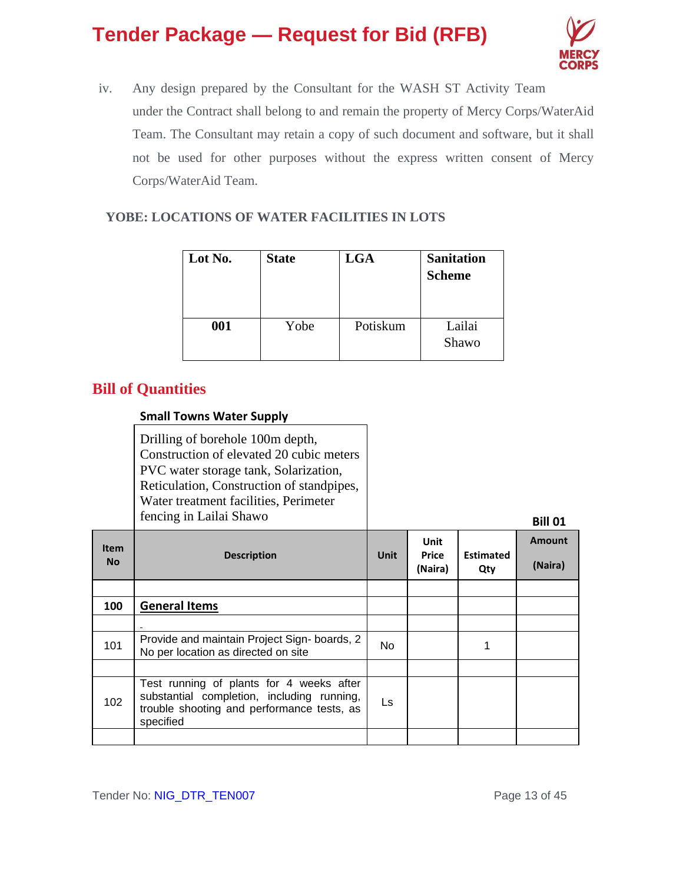iv. Any design prepared by the Consultant for the WASH ST Activity Team under the Contract shall belong to and remain the property of Mercy Corps/WaterAid Team. The Consultant may retain a copy of such document and software, but it shall not be used for other purposes without the express written consent of Mercy Corps/WaterAid Team.

### YOBE: LOCATIONS OF WATER FACILITIES IN LOTS

| Lot No. | State | LGA | Sanitation Scheme |
|---|---|---|---|
| **001** | Yobe | Potiskum | Lailai Shawo |

## Bill of Quantities

**Small Towns Water Supply**

Drilling of borehole 100m depth, Construction of elevated 20 cubic meters PVC water storage tank, Solarization, Reticulation, Construction of standpipes, Water treatment facilities, Perimeter fencing in Lailai Shawo

**Bill 01**

| Item No | Description | Unit | Unit Price (Naira) | Estimated Qty | Amount (Naira) |
|---|---|---|---|---|---|
| | | | | | |
| **100** | **General Items** | | | | |
| | - | | | | |
| 101 | Provide and maintain Project Sign- boards, 2 No per location as directed on site | No | | 1 | |
| | | | | | |
| 102 | Test running of plants for 4 weeks after substantial completion, including running, trouble shooting and performance tests, as specified | Ls | | | |
| | | | | | |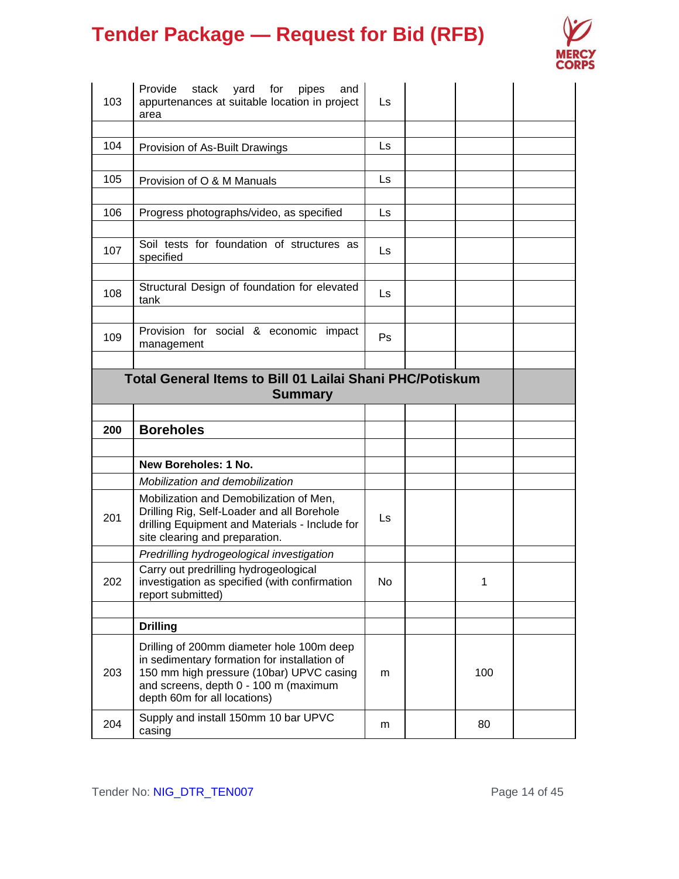| | | | | | |
|---|---|---|---|---|---|
| 103 | Provide stack yard for pipes and appurtenances at suitable location in project area | Ls | | | |
| | | | | | |
| 104 | Provision of As-Built Drawings | Ls | | | |
| | | | | | |
| 105 | Provision of O & M Manuals | Ls | | | |
| | | | | | |
| 106 | Progress photographs/video, as specified | Ls | | | |
| | | | | | |
| 107 | Soil tests for foundation of structures as specified | Ls | | | |
| | | | | | |
| 108 | Structural Design of foundation for elevated tank | Ls | | | |
| | | | | | |
| 109 | Provision for social & economic impact management | Ps | | | |
| | | | | | |
| **Total General Items to Bill 01 Lailai Shani PHC/Potiskum Summary** | | | | | |
| | | | | | |
| **200** | **Boreholes** | | | | |
| | | | | | |
| | **New Boreholes: 1 No.** | | | | |
| | *Mobilization and demobilization* | | | | |
| 201 | Mobilization and Demobilization of Men, Drilling Rig, Self-Loader and all Borehole drilling Equipment and Materials - Include for site clearing and preparation. | Ls | | | |
| | *Predrilling hydrogeological investigation* | | | | |
| 202 | Carry out predrilling hydrogeological investigation as specified (with confirmation report submitted) | No | | 1 | |
| | | | | | |
| | **Drilling** | | | | |
| 203 | Drilling of 200mm diameter hole 100m deep in sedimentary formation for installation of 150 mm high pressure (10bar) UPVC casing and screens, depth 0 - 100 m (maximum depth 60m for all locations) | m | | 100 | |
| 204 | Supply and install 150mm 10 bar UPVC casing | m | | 80 | |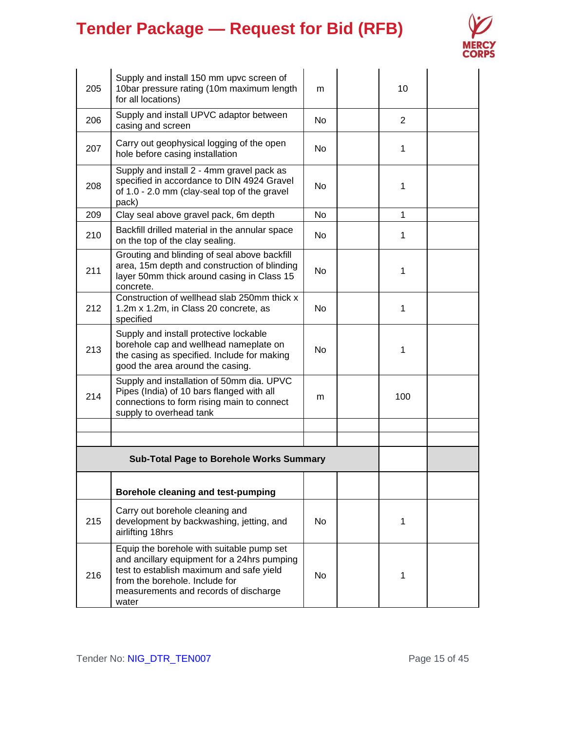| | | | | | |
|---|---|---|---|---|---|
| 205 | Supply and install 150 mm upvc screen of 10bar pressure rating (10m maximum length for all locations) | m | | 10 | |
| 206 | Supply and install UPVC adaptor between casing and screen | No | | 2 | |
| 207 | Carry out geophysical logging of the open hole before casing installation | No | | 1 | |
| 208 | Supply and install 2 - 4mm gravel pack as specified in accordance to DIN 4924 Gravel of 1.0 - 2.0 mm (clay-seal top of the gravel pack) | No | | 1 | |
| 209 | Clay seal above gravel pack, 6m depth | No | | 1 | |
| 210 | Backfill drilled material in the annular space on the top of the clay sealing. | No | | 1 | |
| 211 | Grouting and blinding of seal above backfill area, 15m depth and construction of blinding layer 50mm thick around casing in Class 15 concrete. | No | | 1 | |
| 212 | Construction of wellhead slab 250mm thick x 1.2m x 1.2m, in Class 20 concrete, as specified | No | | 1 | |
| 213 | Supply and install protective lockable borehole cap and wellhead nameplate on the casing as specified. Include for making good the area around the casing. | No | | 1 | |
| 214 | Supply and installation of 50mm dia. UPVC Pipes (India) of 10 bars flanged with all connections to form rising main to connect supply to overhead tank | m | | 100 | |
| | | | | | |
| | | | | | |
| | **Sub-Total Page to Borehole Works Summary** | | | | |
| | **Borehole cleaning and test-pumping** | | | | |
| 215 | Carry out borehole cleaning and development by backwashing, jetting, and airlifting 18hrs | No | | 1 | |
| 216 | Equip the borehole with suitable pump set and ancillary equipment for a 24hrs pumping test to establish maximum and safe yield from the borehole. Include for measurements and records of discharge water | No | | 1 | |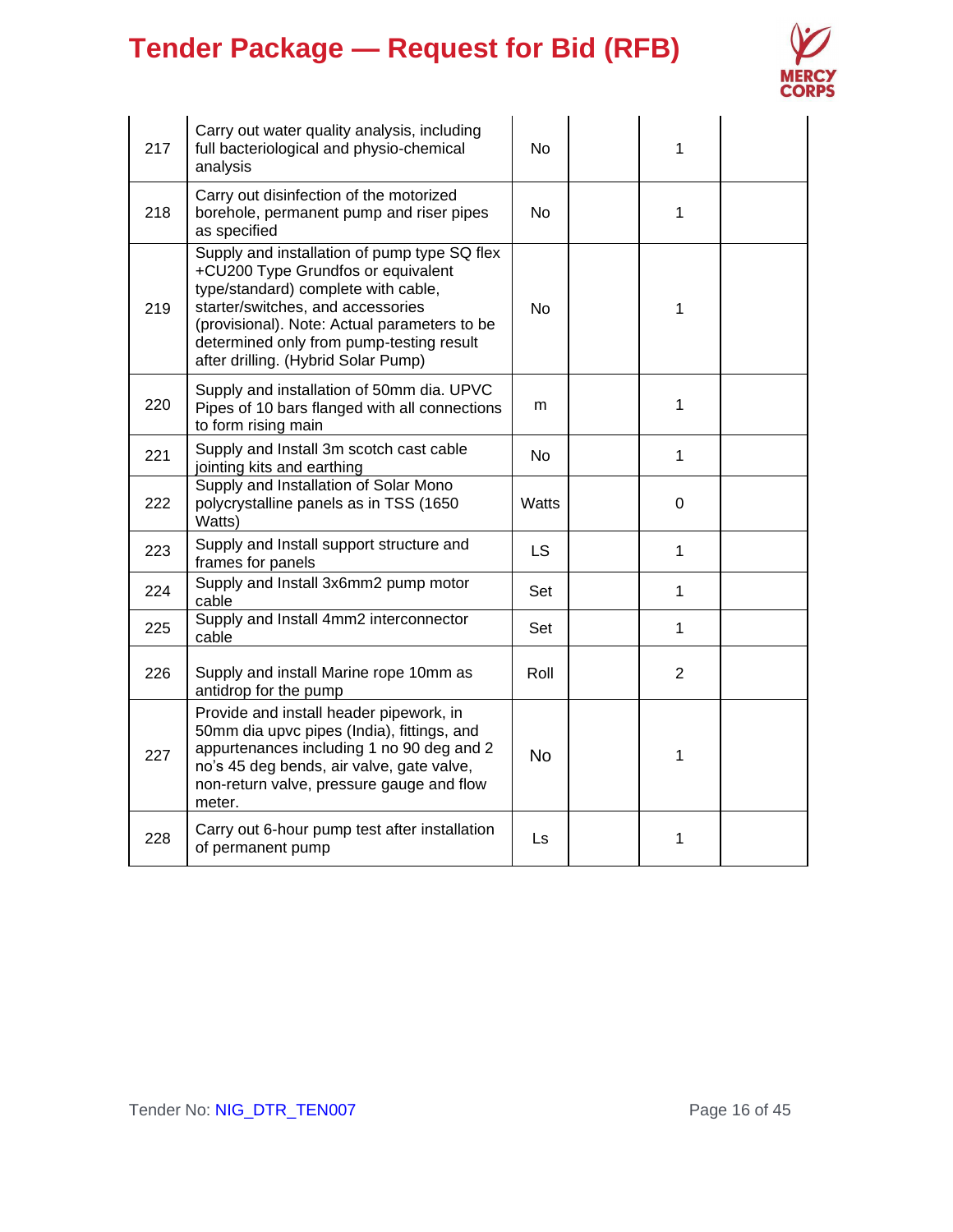| 217 | Carry out water quality analysis, including full bacteriological and physio-chemical analysis | No | | 1 | |
|---|---|---|---|---|---|
| 218 | Carry out disinfection of the motorized borehole, permanent pump and riser pipes as specified | No | | 1 | |
| 219 | Supply and installation of pump type SQ flex +CU200 Type Grundfos or equivalent type/standard) complete with cable, starter/switches, and accessories (provisional). Note: Actual parameters to be determined only from pump-testing result after drilling. (Hybrid Solar Pump) | No | | 1 | |
| 220 | Supply and installation of 50mm dia. UPVC Pipes of 10 bars flanged with all connections to form rising main | m | | 1 | |
| 221 | Supply and Install 3m scotch cast cable jointing kits and earthing | No | | 1 | |
| 222 | Supply and Installation of Solar Mono polycrystalline panels as in TSS (1650 Watts) | Watts | | 0 | |
| 223 | Supply and Install support structure and frames for panels | LS | | 1 | |
| 224 | Supply and Install 3x6mm2 pump motor cable | Set | | 1 | |
| 225 | Supply and Install 4mm2 interconnector cable | Set | | 1 | |
| 226 | Supply and install Marine rope 10mm as antidrop for the pump | Roll | | 2 | |
| 227 | Provide and install header pipework, in 50mm dia upvc pipes (India), fittings, and appurtenances including 1 no 90 deg and 2 no's 45 deg bends, air valve, gate valve, non-return valve, pressure gauge and flow meter. | No | | 1 | |
| 228 | Carry out 6-hour pump test after installation of permanent pump | Ls | | 1 | |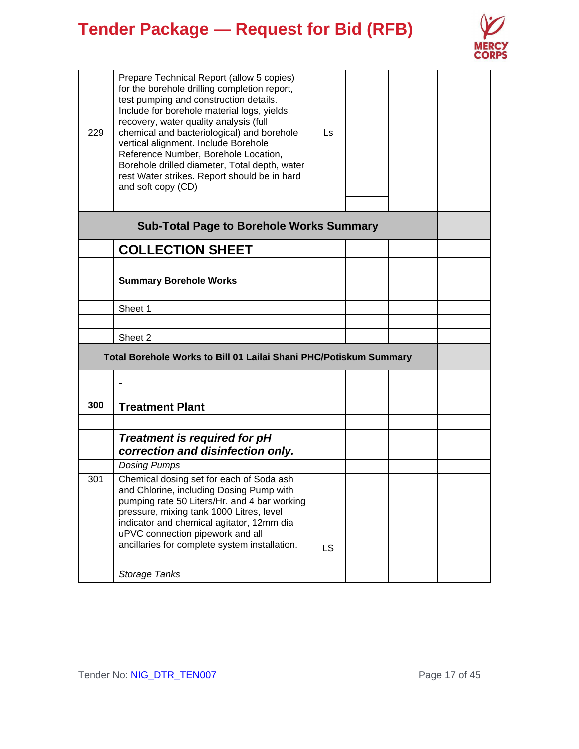| | | | | | |
|---|---|---|---|---|---|
| 229 | Prepare Technical Report (allow 5 copies) for the borehole drilling completion report, test pumping and construction details. Include for borehole material logs, yields, recovery, water quality analysis (full chemical and bacteriological) and borehole vertical alignment. Include Borehole Reference Number, Borehole Location, Borehole drilled diameter, Total depth, water rest Water strikes. Report should be in hard and soft copy (CD) | Ls | | | |
| | | | | | |
| **Sub-Total Page to Borehole Works Summary** | | | | | |
| | **COLLECTION SHEET** | | | | |
| | | | | | |
| | **Summary Borehole Works** | | | | |
| | | | | | |
| | Sheet 1 | | | | |
| | | | | | |
| | Sheet 2 | | | | |
| **Total Borehole Works to Bill 01 Lailai Shani PHC/Potiskum Summary** | | | | | |
| | - | | | | |
| | | | | | |
| **300** | **Treatment Plant** | | | | |
| | | | | | |
| | ***Treatment is required for pH correction and disinfection only.*** | | | | |
| | *Dosing Pumps* | | | | |
| 301 | Chemical dosing set for each of Soda ash and Chlorine, including Dosing Pump with pumping rate 50 Liters/Hr. and 4 bar working pressure, mixing tank 1000 Litres, level indicator and chemical agitator, 12mm dia uPVC connection pipework and all ancillaries for complete system installation. | LS | | | |
| | | | | | |
| | *Storage Tanks* | | | | |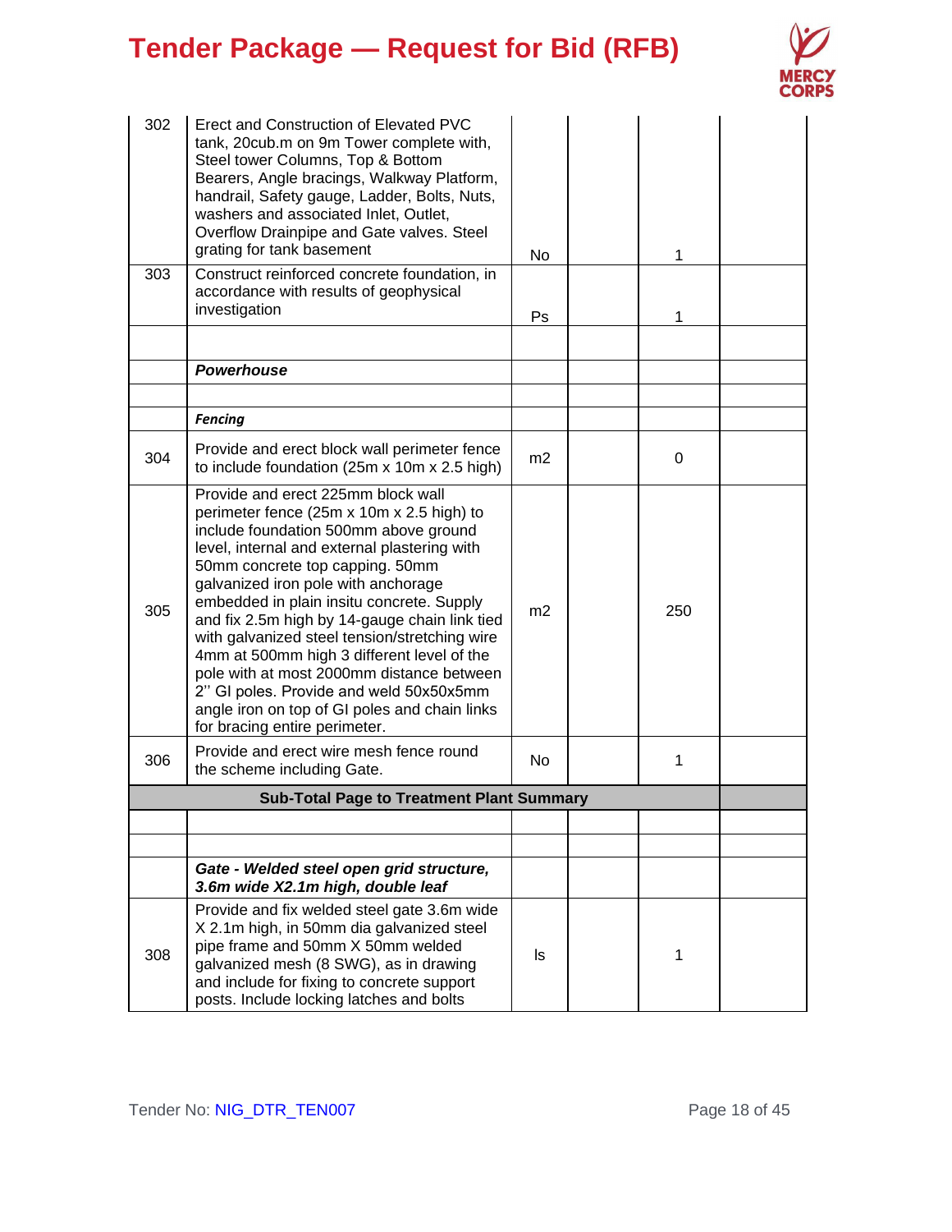| | | | | | |
|---|---|---|---|---|---|
| 302 | Erect and Construction of Elevated PVC tank, 20cub.m on 9m Tower complete with, Steel tower Columns, Top & Bottom Bearers, Angle bracings, Walkway Platform, handrail, Safety gauge, Ladder, Bolts, Nuts, washers and associated Inlet, Outlet, Overflow Drainpipe and Gate valves. Steel grating for tank basement | No | | 1 | |
| 303 | Construct reinforced concrete foundation, in accordance with results of geophysical investigation | Ps | | 1 | |
| | | | | | |
| | ***Powerhouse*** | | | | |
| | | | | | |
| | ***Fencing*** | | | | |
| 304 | Provide and erect block wall perimeter fence to include foundation (25m x 10m x 2.5 high) | m2 | | 0 | |
| 305 | Provide and erect 225mm block wall perimeter fence (25m x 10m x 2.5 high) to include foundation 500mm above ground level, internal and external plastering with 50mm concrete top capping. 50mm galvanized iron pole with anchorage embedded in plain insitu concrete. Supply and fix 2.5m high by 14-gauge chain link tied with galvanized steel tension/stretching wire 4mm at 500mm high 3 different level of the pole with at most 2000mm distance between 2'' GI poles. Provide and weld 50x50x5mm angle iron on top of GI poles and chain links for bracing entire perimeter. | m2 | | 250 | |
| 306 | Provide and erect wire mesh fence round the scheme including Gate. | No | | 1 | |
| | **Sub-Total Page to Treatment Plant Summary** | | | | |
| | | | | | |
| | | | | | |
| | ***Gate - Welded steel open grid structure, 3.6m wide X2.1m high, double leaf*** | | | | |
| 308 | Provide and fix welded steel gate 3.6m wide X 2.1m high, in 50mm dia galvanized steel pipe frame and 50mm X 50mm welded galvanized mesh (8 SWG), as in drawing and include for fixing to concrete support posts. Include locking latches and bolts | ls | | 1 | |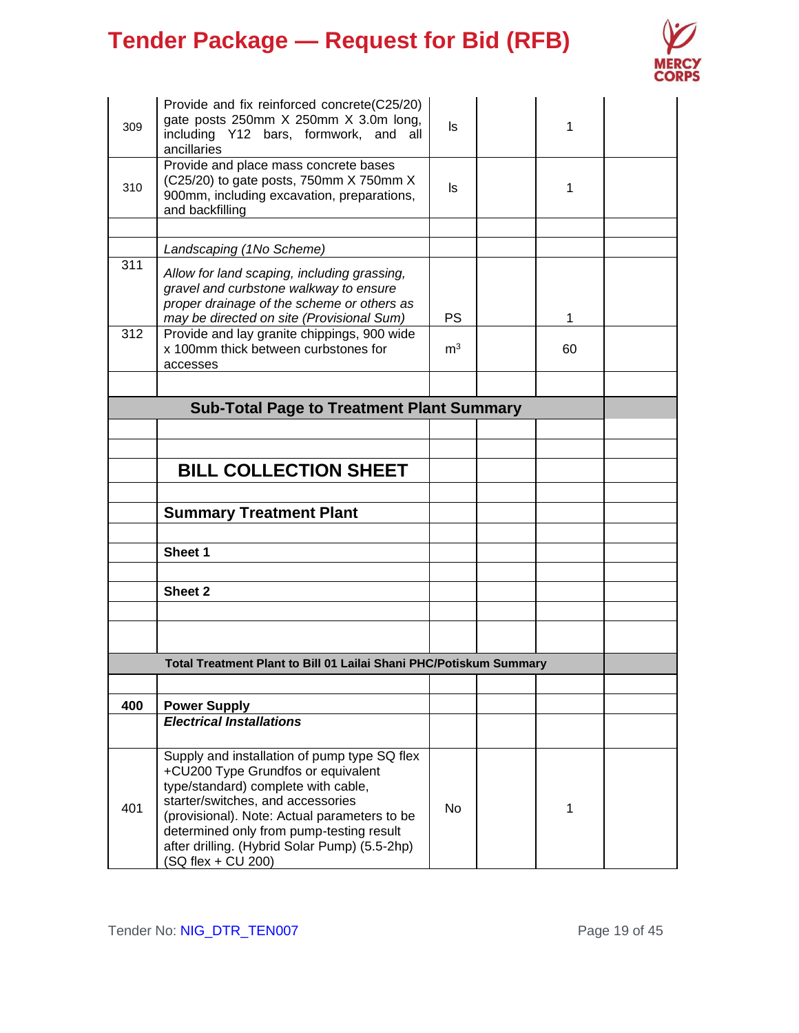| | | | | | |
|---|---|---|---|---|---|
| 309 | Provide and fix reinforced concrete(C25/20) gate posts 250mm X 250mm X 3.0m long, including Y12 bars, formwork, and all ancillaries | ls | | 1 | |
| 310 | Provide and place mass concrete bases (C25/20) to gate posts, 750mm X 750mm X 900mm, including excavation, preparations, and backfilling | ls | | 1 | |
| | | | | | |
| | *Landscaping (1No Scheme)* | | | | |
| 311 | *Allow for land scaping, including grassing, gravel and curbstone walkway to ensure proper drainage of the scheme or others as may be directed on site (Provisional Sum)* | PS | | 1 | |
| 312 | Provide and lay granite chippings, 900 wide x 100mm thick between curbstones for accesses | $m^3$ | | 60 | |
| | | | | | |
| **Sub-Total Page to Treatment Plant Summary** | | | | | |
| | | | | | |
| | | | | | |
| | **BILL COLLECTION SHEET** | | | | |
| | | | | | |
| | **Summary Treatment Plant** | | | | |
| | | | | | |
| | **Sheet 1** | | | | |
| | | | | | |
| | **Sheet 2** | | | | |
| | | | | | |
| | | | | | |
| **Total Treatment Plant to Bill 01 Lailai Shani PHC/Potiskum Summary** | | | | | |
| | | | | | |
| **400** | **Power Supply** | | | | |
| | ***Electrical Installations*** | | | | |
| 401 | Supply and installation of pump type SQ flex +CU200 Type Grundfos or equivalent type/standard) complete with cable, starter/switches, and accessories (provisional). Note: Actual parameters to be determined only from pump-testing result after drilling. (Hybrid Solar Pump) (5.5-2hp) (SQ flex + CU 200) | No | | 1 | |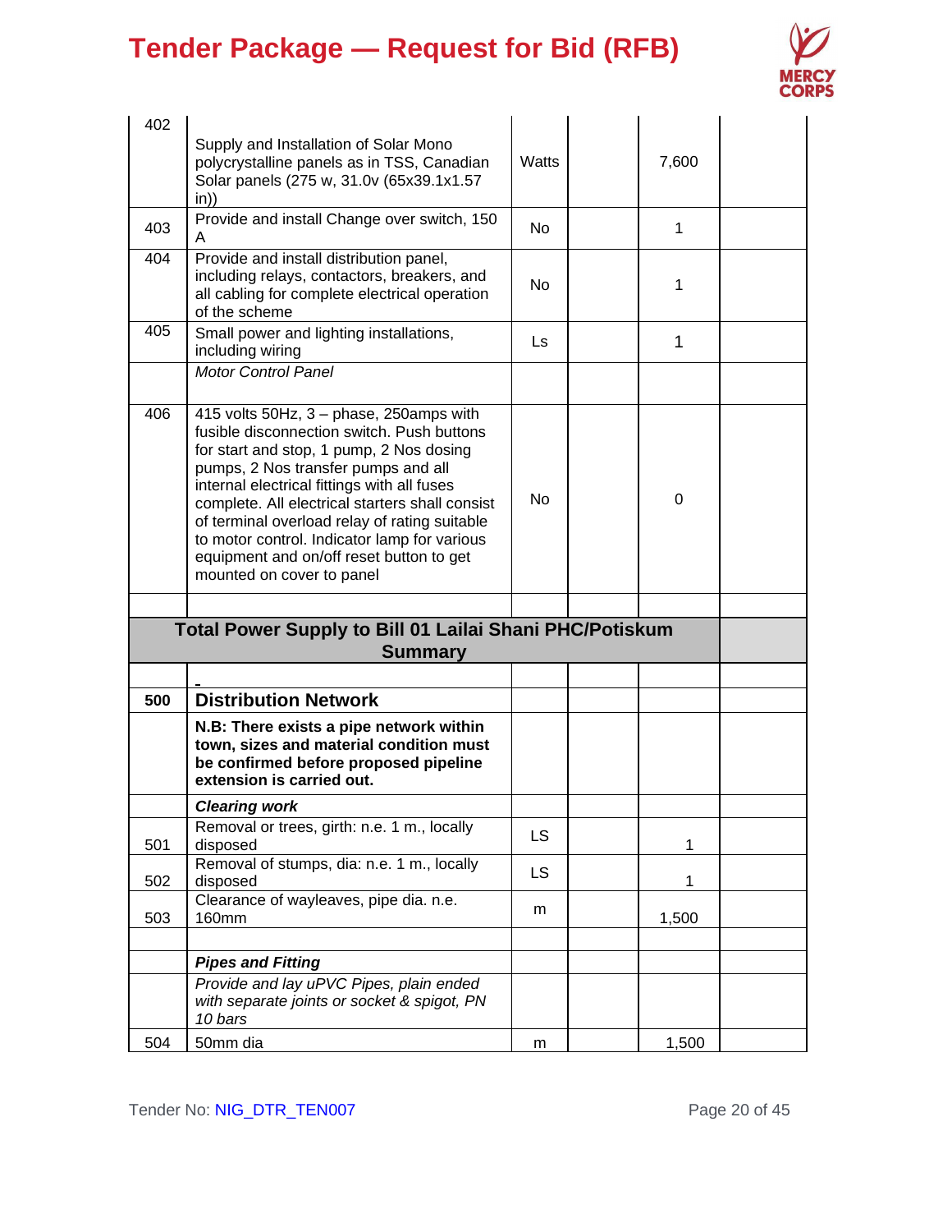| | | | | | |
|---|---|---|---|---|---|
| 402 | Supply and Installation of Solar Mono polycrystalline panels as in TSS, Canadian Solar panels (275 w, 31.0v (65x39.1x1.57 in)) | Watts | | 7,600 | |
| 403 | Provide and install Change over switch, 150 A | No | | 1 | |
| 404 | Provide and install distribution panel, including relays, contactors, breakers, and all cabling for complete electrical operation of the scheme | No | | 1 | |
| 405 | Small power and lighting installations, including wiring | Ls | | 1 | |
| | *Motor Control Panel* | | | | |
| 406 | 415 volts 50Hz, 3 – phase, 250amps with fusible disconnection switch. Push buttons for start and stop, 1 pump, 2 Nos dosing pumps, 2 Nos transfer pumps and all internal electrical fittings with all fuses complete. All electrical starters shall consist of terminal overload relay of rating suitable to motor control. Indicator lamp for various equipment and on/off reset button to get mounted on cover to panel | No | | 0 | |
| | | | | | |
| **Total Power Supply to Bill 01 Lailai Shani PHC/Potiskum Summary** | | | | | |
| | - | | | | |
| **500** | **Distribution Network** | | | | |
| | **N.B: There exists a pipe network within town, sizes and material condition must be confirmed before proposed pipeline extension is carried out.** | | | | |
| | ***Clearing work*** | | | | |
| 501 | Removal or trees, girth: n.e. 1 m., locally disposed | LS | | 1 | |
| 502 | Removal of stumps, dia: n.e. 1 m., locally disposed | LS | | 1 | |
| 503 | Clearance of wayleaves, pipe dia. n.e. 160mm | m | | 1,500 | |
| | | | | | |
| | ***Pipes and Fitting*** | | | | |
| | *Provide and lay uPVC Pipes, plain ended with separate joints or socket & spigot, PN 10 bars* | | | | |
| 504 | 50mm dia | m | | 1,500 | |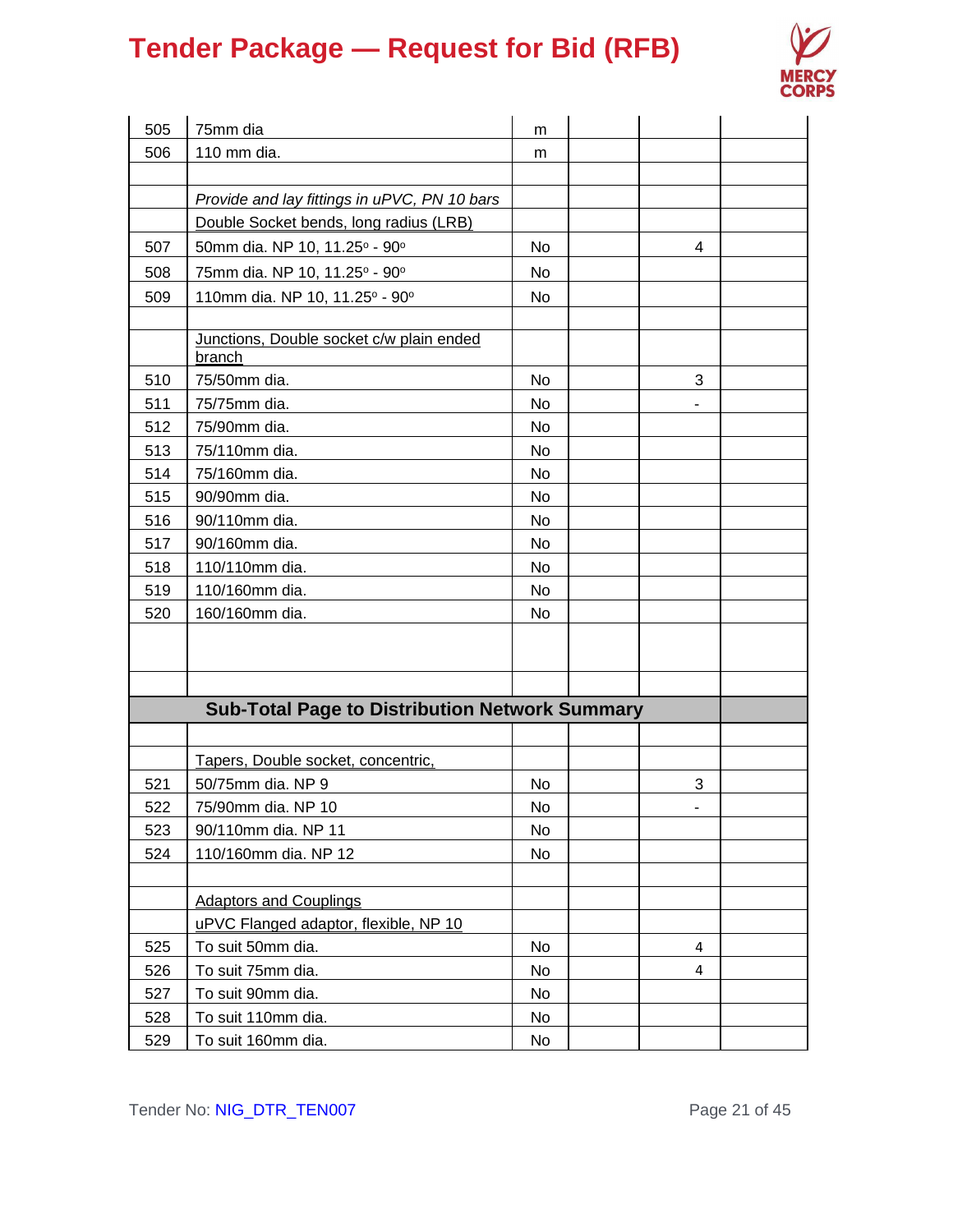| | | | | | |
|---|---|---|---|---|---|
| 505 | 75mm dia | m | | | |
| 506 | 110 mm dia. | m | | | |
| | | | | | |
| | *Provide and lay fittings in uPVC, PN 10 bars* | | | | |
| | Double Socket bends, long radius (LRB) | | | | |
| 507 | 50mm dia. NP 10, 11.25º - 90º | No | | 4 | |
| 508 | 75mm dia. NP 10, 11.25º - 90º | No | | | |
| 509 | 110mm dia. NP 10, 11.25º - 90º | No | | | |
| | | | | | |
| | Junctions, Double socket c/w plain ended branch | | | | |
| 510 | 75/50mm dia. | No | | 3 | |
| 511 | 75/75mm dia. | No | | - | |
| 512 | 75/90mm dia. | No | | | |
| 513 | 75/110mm dia. | No | | | |
| 514 | 75/160mm dia. | No | | | |
| 515 | 90/90mm dia. | No | | | |
| 516 | 90/110mm dia. | No | | | |
| 517 | 90/160mm dia. | No | | | |
| 518 | 110/110mm dia. | No | | | |
| 519 | 110/160mm dia. | No | | | |
| 520 | 160/160mm dia. | No | | | |
| | | | | | |
| | | | | | |
| **Sub-Total Page to Distribution Network Summary** | | | | | |
| | | | | | |
| | Tapers, Double socket, concentric, | | | | |
| 521 | 50/75mm dia. NP 9 | No | | 3 | |
| 522 | 75/90mm dia. NP 10 | No | | - | |
| 523 | 90/110mm dia. NP 11 | No | | | |
| 524 | 110/160mm dia. NP 12 | No | | | |
| | | | | | |
| | Adaptors and Couplings | | | | |
| | uPVC Flanged adaptor, flexible, NP 10 | | | | |
| 525 | To suit 50mm dia. | No | | 4 | |
| 526 | To suit 75mm dia. | No | | 4 | |
| 527 | To suit 90mm dia. | No | | | |
| 528 | To suit 110mm dia. | No | | | |
| 529 | To suit 160mm dia. | No | | | |

Tender No: NIG_DTR_TEN007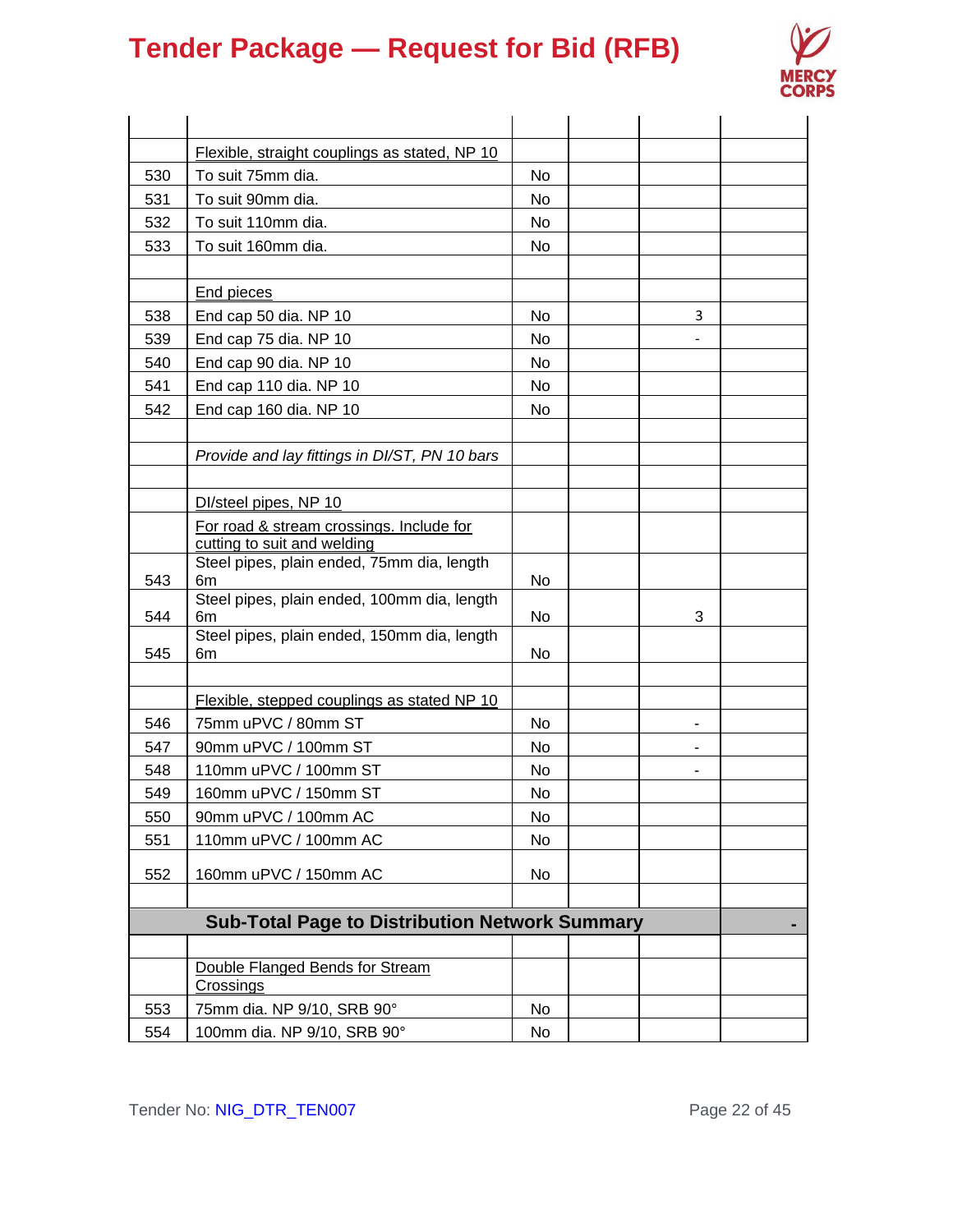| | | | | | |
|---|---|---|---|---|---|
| | Flexible, straight couplings as stated, NP 10 | | | | |
| 530 | To suit 75mm dia. | No | | | |
| 531 | To suit 90mm dia. | No | | | |
| 532 | To suit 110mm dia. | No | | | |
| 533 | To suit 160mm dia. | No | | | |
| | | | | | |
| | End pieces | | | | |
| 538 | End cap 50 dia. NP 10 | No | | 3 | |
| 539 | End cap 75 dia. NP 10 | No | | - | |
| 540 | End cap 90 dia. NP 10 | No | | | |
| 541 | End cap 110 dia. NP 10 | No | | | |
| 542 | End cap 160 dia. NP 10 | No | | | |
| | | | | | |
| | *Provide and lay fittings in DI/ST, PN 10 bars* | | | | |
| | | | | | |
| | DI/steel pipes, NP 10 | | | | |
| | For road & stream crossings. Include for cutting to suit and welding | | | | |
| 543 | Steel pipes, plain ended, 75mm dia, length 6m | No | | | |
| 544 | Steel pipes, plain ended, 100mm dia, length 6m | No | | 3 | |
| 545 | Steel pipes, plain ended, 150mm dia, length 6m | No | | | |
| | | | | | |
| | Flexible, stepped couplings as stated NP 10 | | | | |
| 546 | 75mm uPVC / 80mm ST | No | | - | |
| 547 | 90mm uPVC / 100mm ST | No | | - | |
| 548 | 110mm uPVC / 100mm ST | No | | - | |
| 549 | 160mm uPVC / 150mm ST | No | | | |
| 550 | 90mm uPVC / 100mm AC | No | | | |
| 551 | 110mm uPVC / 100mm AC | No | | | |
| 552 | 160mm uPVC / 150mm AC | No | | | |
| | | | | | |
| | **Sub-Total Page to Distribution Network Summary** | | | | **-** |
| | | | | | |
| | Double Flanged Bends for Stream Crossings | | | | |
| 553 | 75mm dia. NP 9/10, SRB 90° | No | | | |
| 554 | 100mm dia. NP 9/10, SRB 90° | No | | | |

Tender No: NIG_DTR_TEN007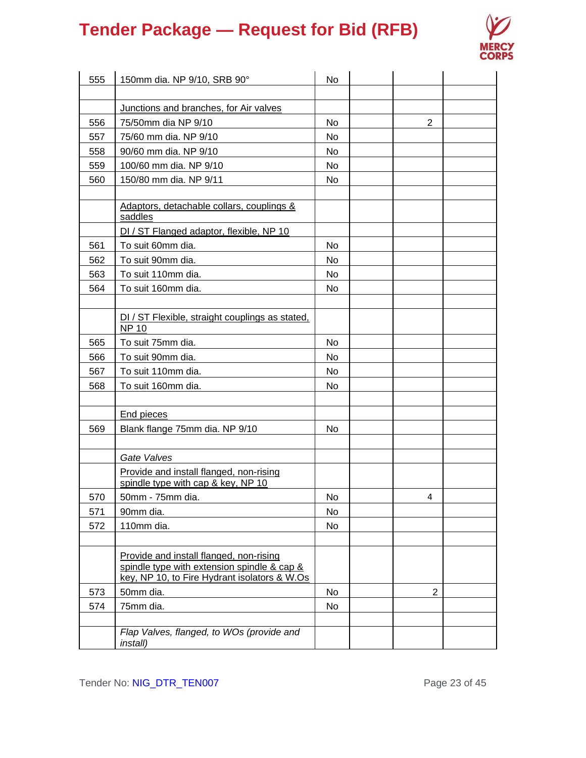| 555 | 150mm dia. NP 9/10, SRB 90° | No | | | |
|---|---|---|---|---|---|
| | | | | | |
| | Junctions and branches, for Air valves | | | | |
| 556 | 75/50mm dia NP 9/10 | No | | 2 | |
| 557 | 75/60 mm dia. NP 9/10 | No | | | |
| 558 | 90/60 mm dia. NP 9/10 | No | | | |
| 559 | 100/60 mm dia. NP 9/10 | No | | | |
| 560 | 150/80 mm dia. NP 9/11 | No | | | |
| | | | | | |
| | Adaptors, detachable collars, couplings & saddles | | | | |
| | DI / ST Flanged adaptor, flexible, NP 10 | | | | |
| 561 | To suit 60mm dia. | No | | | |
| 562 | To suit 90mm dia. | No | | | |
| 563 | To suit 110mm dia. | No | | | |
| 564 | To suit 160mm dia. | No | | | |
| | | | | | |
| | DI / ST Flexible, straight couplings as stated, NP 10 | | | | |
| 565 | To suit 75mm dia. | No | | | |
| 566 | To suit 90mm dia. | No | | | |
| 567 | To suit 110mm dia. | No | | | |
| 568 | To suit 160mm dia. | No | | | |
| | | | | | |
| | End pieces | | | | |
| 569 | Blank flange 75mm dia. NP 9/10 | No | | | |
| | | | | | |
| | *Gate Valves* | | | | |
| | Provide and install flanged, non-rising spindle type with cap & key, NP 10 | | | | |
| 570 | 50mm - 75mm dia. | No | | 4 | |
| 571 | 90mm dia. | No | | | |
| 572 | 110mm dia. | No | | | |
| | | | | | |
| | Provide and install flanged, non-rising spindle type with extension spindle & cap & key, NP 10, to Fire Hydrant isolators & W.Os | | | | |
| 573 | 50mm dia. | No | | 2 | |
| 574 | 75mm dia. | No | | | |
| | | | | | |
| | *Flap Valves, flanged, to WOs (provide and install)* | | | | |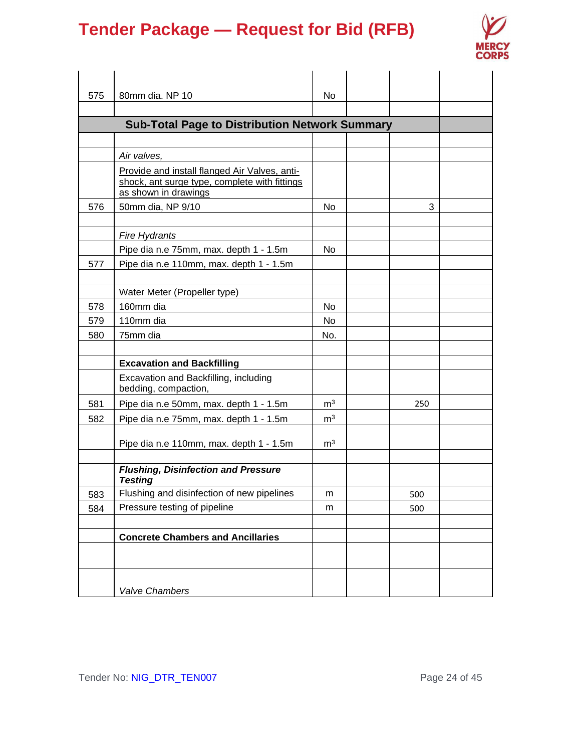| | | | | | |
|---|---|---|---|---|---|
| 575 | 80mm dia. NP 10 | No | | | |
| | | | | | |
| | **Sub-Total Page to Distribution Network Summary** | | | | |
| | | | | | |
| | *Air valves,* | | | | |
| | Provide and install flanged Air Valves, anti-shock, ant surge type, complete with fittings as shown in drawings | | | | |
| 576 | 50mm dia, NP 9/10 | No | | 3 | |
| | | | | | |
| | *Fire Hydrants* | | | | |
| | Pipe dia n.e 75mm, max. depth 1 - 1.5m | No | | | |
| 577 | Pipe dia n.e 110mm, max. depth 1 - 1.5m | | | | |
| | | | | | |
| | Water Meter (Propeller type) | | | | |
| 578 | 160mm dia | No | | | |
| 579 | 110mm dia | No | | | |
| 580 | 75mm dia | No. | | | |
| | | | | | |
| | **Excavation and Backfilling** | | | | |
| | Excavation and Backfilling, including bedding, compaction, | | | | |
| 581 | Pipe dia n.e 50mm, max. depth 1 - 1.5m | $m^3$ | | 250 | |
| 582 | Pipe dia n.e 75mm, max. depth 1 - 1.5m | $m^3$ | | | |
| | Pipe dia n.e 110mm, max. depth 1 - 1.5m | $m^3$ | | | |
| | | | | | |
| | ***Flushing, Disinfection and Pressure Testing*** | | | | |
| 583 | Flushing and disinfection of new pipelines | m | | 500 | |
| 584 | Pressure testing of pipeline | m | | 500 | |
| | | | | | |
| | **Concrete Chambers and Ancillaries** | | | | |
| | | | | | |
| | *Valve Chambers* | | | | |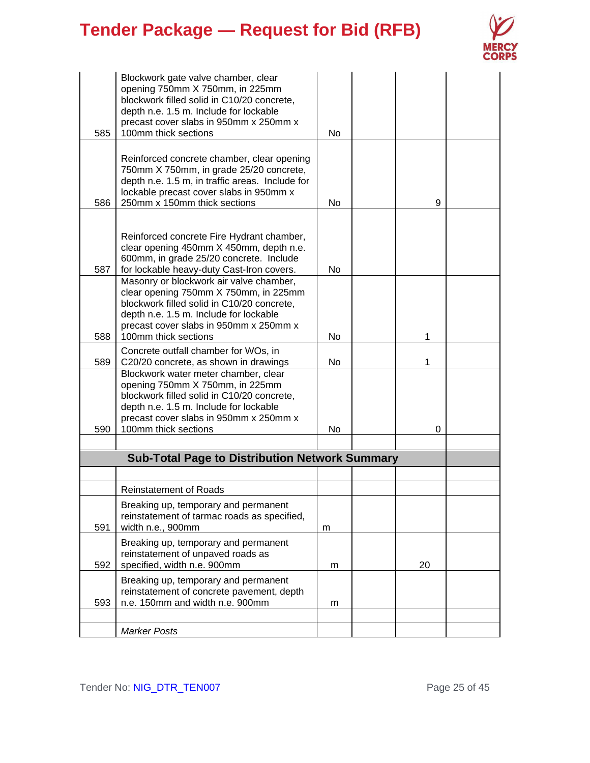| | | | | | |
|---|---|---|---|---|---|
| 585 | Blockwork gate valve chamber, clear opening 750mm X 750mm, in 225mm blockwork filled solid in C10/20 concrete, depth n.e. 1.5 m. Include for lockable precast cover slabs in 950mm x 250mm x 100mm thick sections | No | | | |
| 586 | Reinforced concrete chamber, clear opening 750mm X 750mm, in grade 25/20 concrete, depth n.e. 1.5 m, in traffic areas. Include for lockable precast cover slabs in 950mm x 250mm x 150mm thick sections | No | | 9 | |
| 587 | Reinforced concrete Fire Hydrant chamber, clear opening 450mm X 450mm, depth n.e. 600mm, in grade 25/20 concrete. Include for lockable heavy-duty Cast-Iron covers. | No | | | |
| 588 | Masonry or blockwork air valve chamber, clear opening 750mm X 750mm, in 225mm blockwork filled solid in C10/20 concrete, depth n.e. 1.5 m. Include for lockable precast cover slabs in 950mm x 250mm x 100mm thick sections | No | | 1 | |
| 589 | Concrete outfall chamber for WOs, in C20/20 concrete, as shown in drawings | No | | 1 | |
| 590 | Blockwork water meter chamber, clear opening 750mm X 750mm, in 225mm blockwork filled solid in C10/20 concrete, depth n.e. 1.5 m. Include for lockable precast cover slabs in 950mm x 250mm x 100mm thick sections | No | | 0 | |
| | | | | | |
| | **Sub-Total Page to Distribution Network Summary** | | | | |
| | | | | | |
| | Reinstatement of Roads | | | | |
| 591 | Breaking up, temporary and permanent reinstatement of tarmac roads as specified, width n.e., 900mm | m | | | |
| 592 | Breaking up, temporary and permanent reinstatement of unpaved roads as specified, width n.e. 900mm | m | | 20 | |
| 593 | Breaking up, temporary and permanent reinstatement of concrete pavement, depth n.e. 150mm and width n.e. 900mm | m | | | |
| | | | | | |
| | *Marker Posts* | | | | |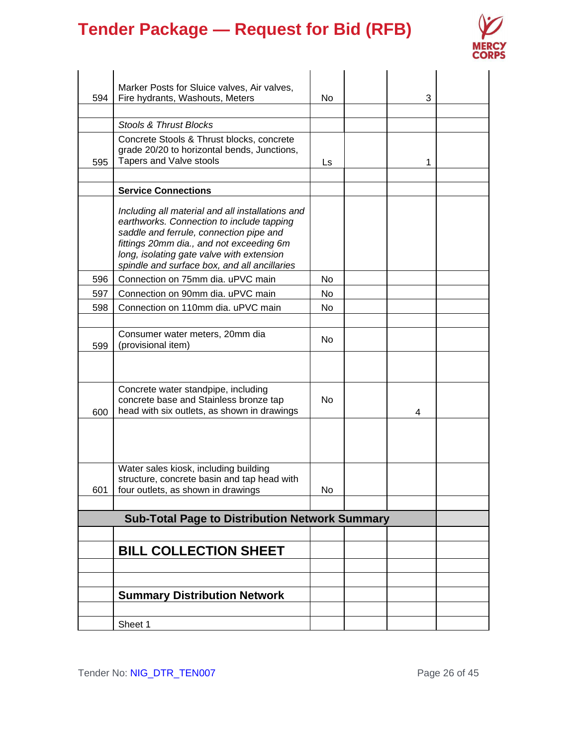| | | | | | |
|---|---|---|---|---|---|
| 594 | Marker Posts for Sluice valves, Air valves, Fire hydrants, Washouts, Meters | No | | 3 | |
| | | | | | |
| | *Stools & Thrust Blocks* | | | | |
| 595 | Concrete Stools & Thrust blocks, concrete grade 20/20 to horizontal bends, Junctions, Tapers and Valve stools | Ls | | 1 | |
| | | | | | |
| | **Service Connections** | | | | |
| | *Including all material and all installations and earthworks. Connection to include tapping saddle and ferrule, connection pipe and fittings 20mm dia., and not exceeding 6m long, isolating gate valve with extension spindle and surface box, and all ancillaries* | | | | |
| 596 | Connection on 75mm dia. uPVC main | No | | | |
| 597 | Connection on 90mm dia. uPVC main | No | | | |
| 598 | Connection on 110mm dia. uPVC main | No | | | |
| | | | | | |
| 599 | Consumer water meters, 20mm dia (provisional item) | No | | | |
| | | | | | |
| 600 | Concrete water standpipe, including concrete base and Stainless bronze tap head with six outlets, as shown in drawings | No | | 4 | |
| | | | | | |
| 601 | Water sales kiosk, including building structure, concrete basin and tap head with four outlets, as shown in drawings | No | | | |
| | | | | | |
| | **Sub-Total Page to Distribution Network Summary** | | | | |
| | | | | | |
| | **BILL COLLECTION SHEET** | | | | |
| | | | | | |
| | | | | | |
| | **Summary Distribution Network** | | | | |
| | | | | | |
| | Sheet 1 | | | | |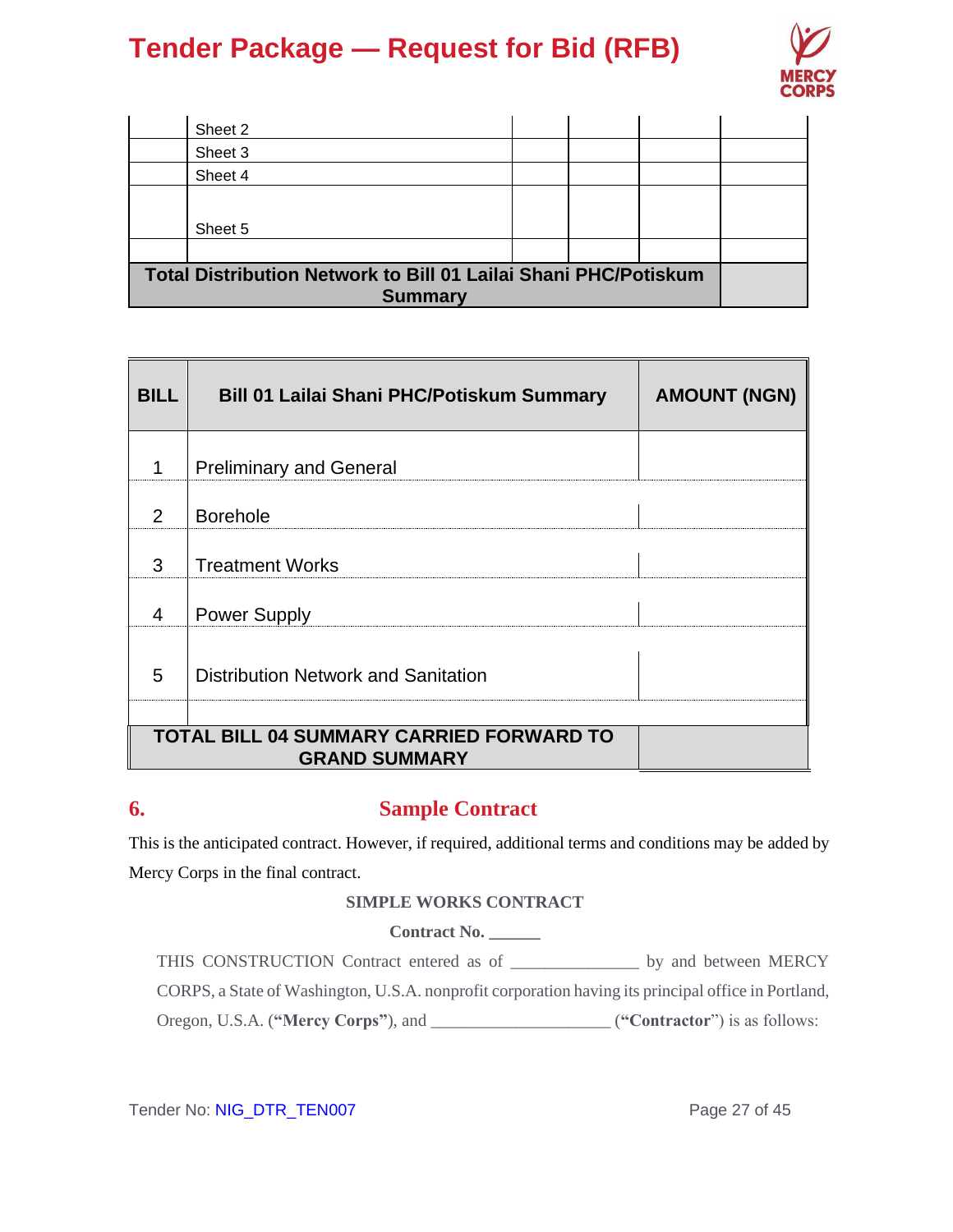| | | | | | |
|---|---|---|---|---|---|
| | Sheet 2 | | | | |
| | Sheet 3 | | | | |
| | Sheet 4 | | | | |
| | Sheet 5 | | | | |
| | | | | | |
| **Total Distribution Network to Bill 01 Lailai Shani PHC/Potiskum Summary** | | | | | |

| BILL | Bill 01 Lailai Shani PHC/Potiskum Summary | AMOUNT (NGN) |
|---|---|---|
| 1 | Preliminary and General | |
| 2 | Borehole | |
| 3 | Treatment Works | |
| 4 | Power Supply | |
| 5 | Distribution Network and Sanitation | |
| | | |
| **TOTAL BILL 04 SUMMARY CARRIED FORWARD TO GRAND SUMMARY** | | |

## 6. Sample Contract

This is the anticipated contract. However, if required, additional terms and conditions may be added by Mercy Corps in the final contract.

**SIMPLE WORKS CONTRACT**

**Contract No. ______**

THIS CONSTRUCTION Contract entered as of _______________ by and between MERCY CORPS, a State of Washington, U.S.A. nonprofit corporation having its principal office in Portland, Oregon, U.S.A. (**"Mercy Corps"**), and _____________________ (**"Contractor"**) is as follows: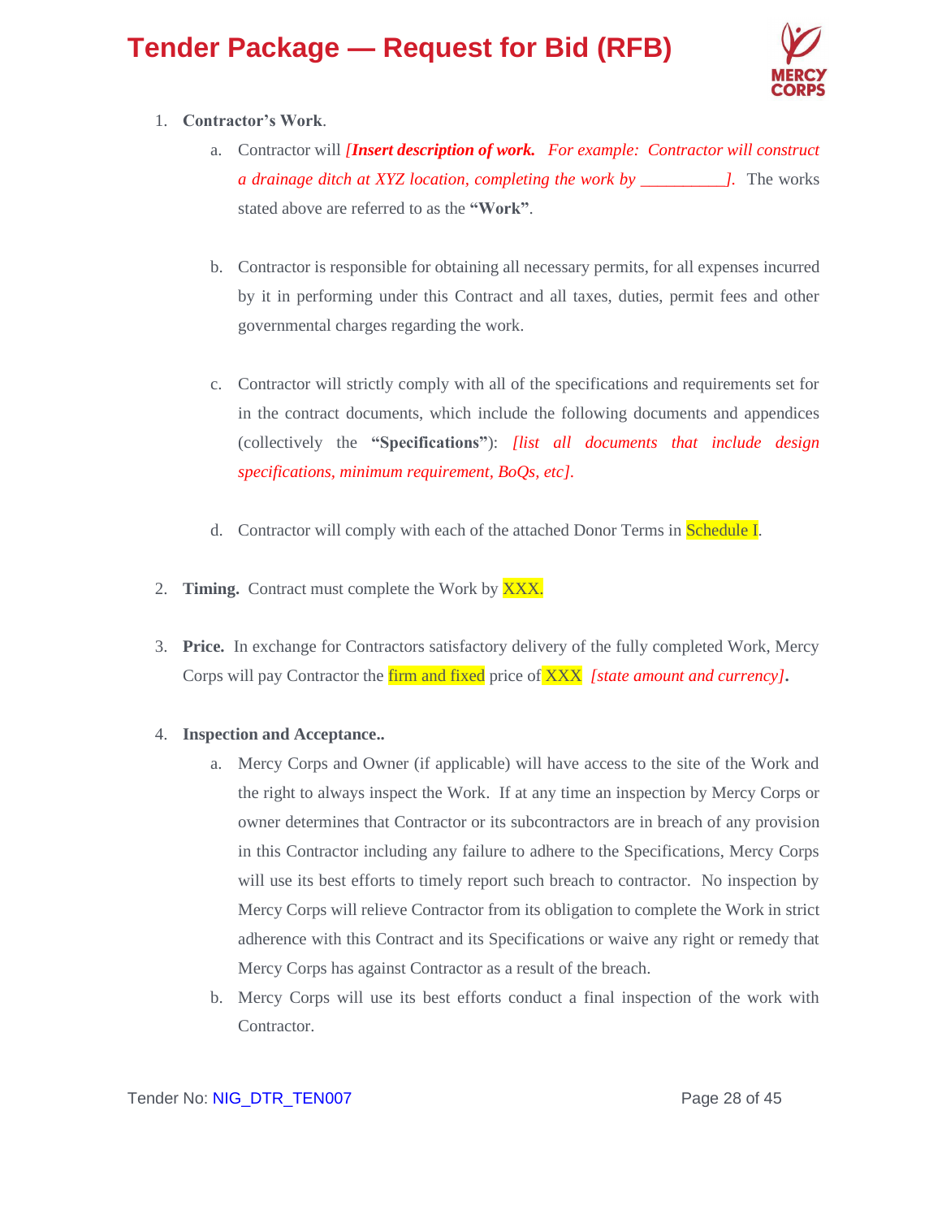1. **Contractor's Work**.
   a. Contractor will ***[Insert description of work.*** *For example: Contractor will construct a drainage ditch at XYZ location, completing the work by __________].* The works stated above are referred to as the **"Work"**.

   b. Contractor is responsible for obtaining all necessary permits, for all expenses incurred by it in performing under this Contract and all taxes, duties, permit fees and other governmental charges regarding the work.

   c. Contractor will strictly comply with all of the specifications and requirements set for in the contract documents, which include the following documents and appendices (collectively the **"Specifications"**): *[list all documents that include design specifications, minimum requirement, BoQs, etc].*

   d. Contractor will comply with each of the attached Donor Terms in Schedule I.

2. **Timing.** Contract must complete the Work by XXX.

3. **Price.** In exchange for Contractors satisfactory delivery of the fully completed Work, Mercy Corps will pay Contractor the firm and fixed price of XXX *[state amount and currency]*.

4. **Inspection and Acceptance..**
   a. Mercy Corps and Owner (if applicable) will have access to the site of the Work and the right to always inspect the Work. If at any time an inspection by Mercy Corps or owner determines that Contractor or its subcontractors are in breach of any provision in this Contractor including any failure to adhere to the Specifications, Mercy Corps will use its best efforts to timely report such breach to contractor. No inspection by Mercy Corps will relieve Contractor from its obligation to complete the Work in strict adherence with this Contract and its Specifications or waive any right or remedy that Mercy Corps has against Contractor as a result of the breach.
   b. Mercy Corps will use its best efforts conduct a final inspection of the work with Contractor.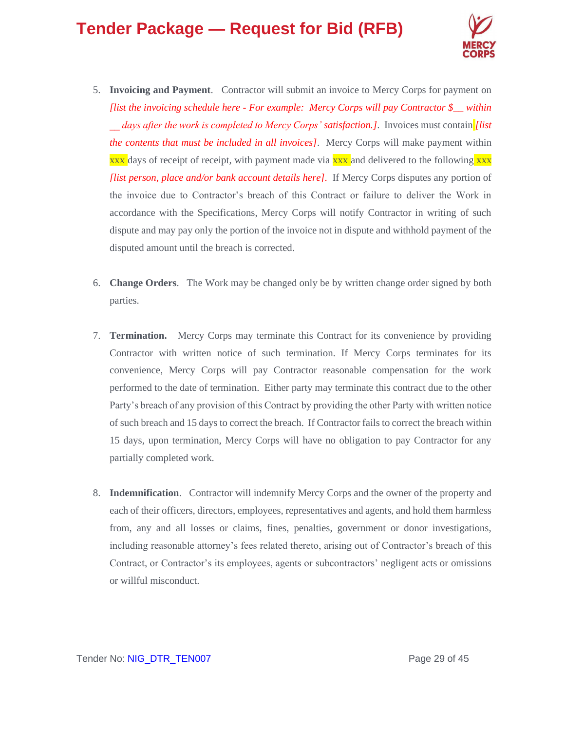5. **Invoicing and Payment**. Contractor will submit an invoice to Mercy Corps for payment on *[list the invoicing schedule here - For example: Mercy Corps will pay Contractor $__ within __ days after the work is completed to Mercy Corps' satisfaction.]*. Invoices must contain *[list the contents that must be included in all invoices]*. Mercy Corps will make payment within xxx days of receipt of receipt, with payment made via xxx and delivered to the following xxx *[list person, place and/or bank account details here]*. If Mercy Corps disputes any portion of the invoice due to Contractor's breach of this Contract or failure to deliver the Work in accordance with the Specifications, Mercy Corps will notify Contractor in writing of such dispute and may pay only the portion of the invoice not in dispute and withhold payment of the disputed amount until the breach is corrected.

6. **Change Orders**. The Work may be changed only be by written change order signed by both parties.

7. **Termination.** Mercy Corps may terminate this Contract for its convenience by providing Contractor with written notice of such termination. If Mercy Corps terminates for its convenience, Mercy Corps will pay Contractor reasonable compensation for the work performed to the date of termination. Either party may terminate this contract due to the other Party's breach of any provision of this Contract by providing the other Party with written notice of such breach and 15 days to correct the breach. If Contractor fails to correct the breach within 15 days, upon termination, Mercy Corps will have no obligation to pay Contractor for any partially completed work.

8. **Indemnification**. Contractor will indemnify Mercy Corps and the owner of the property and each of their officers, directors, employees, representatives and agents, and hold them harmless from, any and all losses or claims, fines, penalties, government or donor investigations, including reasonable attorney's fees related thereto, arising out of Contractor's breach of this Contract, or Contractor's its employees, agents or subcontractors' negligent acts or omissions or willful misconduct.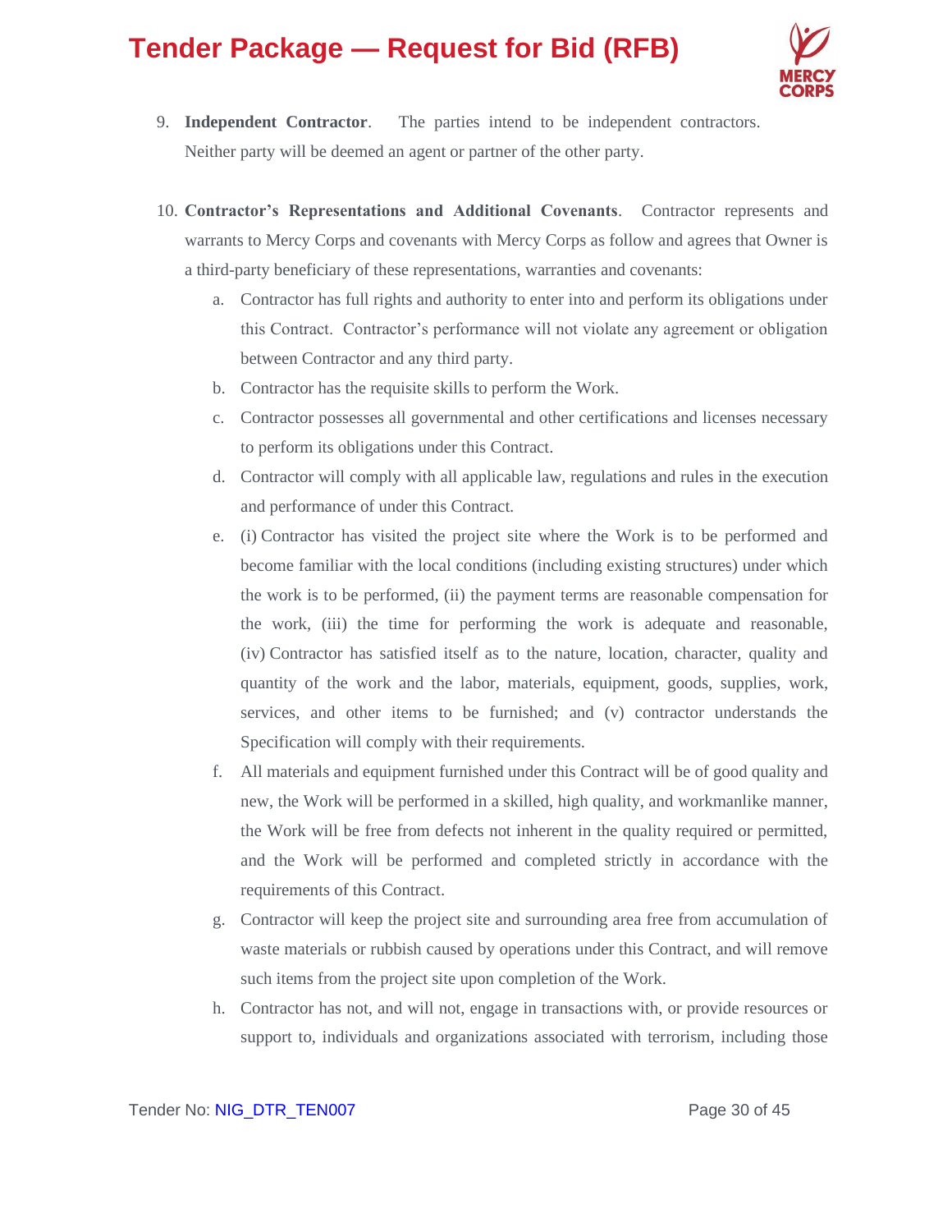9. **Independent Contractor**. The parties intend to be independent contractors. Neither party will be deemed an agent or partner of the other party.

10. **Contractor's Representations and Additional Covenants**. Contractor represents and warrants to Mercy Corps and covenants with Mercy Corps as follow and agrees that Owner is a third-party beneficiary of these representations, warranties and covenants:

    a. Contractor has full rights and authority to enter into and perform its obligations under this Contract. Contractor's performance will not violate any agreement or obligation between Contractor and any third party.

    b. Contractor has the requisite skills to perform the Work.

    c. Contractor possesses all governmental and other certifications and licenses necessary to perform its obligations under this Contract.

    d. Contractor will comply with all applicable law, regulations and rules in the execution and performance of under this Contract.

    e. (i) Contractor has visited the project site where the Work is to be performed and become familiar with the local conditions (including existing structures) under which the work is to be performed, (ii) the payment terms are reasonable compensation for the work, (iii) the time for performing the work is adequate and reasonable, (iv) Contractor has satisfied itself as to the nature, location, character, quality and quantity of the work and the labor, materials, equipment, goods, supplies, work, services, and other items to be furnished; and (v) contractor understands the Specification will comply with their requirements.

    f. All materials and equipment furnished under this Contract will be of good quality and new, the Work will be performed in a skilled, high quality, and workmanlike manner, the Work will be free from defects not inherent in the quality required or permitted, and the Work will be performed and completed strictly in accordance with the requirements of this Contract.

    g. Contractor will keep the project site and surrounding area free from accumulation of waste materials or rubbish caused by operations under this Contract, and will remove such items from the project site upon completion of the Work.

    h. Contractor has not, and will not, engage in transactions with, or provide resources or support to, individuals and organizations associated with terrorism, including those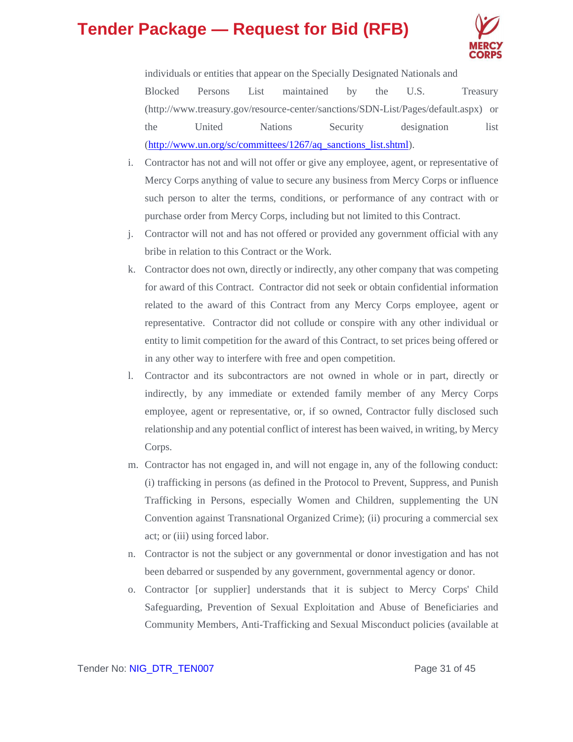individuals or entities that appear on the Specially Designated Nationals and Blocked Persons List maintained by the U.S. Treasury (http://www.treasury.gov/resource-center/sanctions/SDN-List/Pages/default.aspx) or the United Nations Security designation list (http://www.un.org/sc/committees/1267/aq_sanctions_list.shtml).

i. Contractor has not and will not offer or give any employee, agent, or representative of Mercy Corps anything of value to secure any business from Mercy Corps or influence such person to alter the terms, conditions, or performance of any contract with or purchase order from Mercy Corps, including but not limited to this Contract.

j. Contractor will not and has not offered or provided any government official with any bribe in relation to this Contract or the Work.

k. Contractor does not own, directly or indirectly, any other company that was competing for award of this Contract. Contractor did not seek or obtain confidential information related to the award of this Contract from any Mercy Corps employee, agent or representative. Contractor did not collude or conspire with any other individual or entity to limit competition for the award of this Contract, to set prices being offered or in any other way to interfere with free and open competition.

l. Contractor and its subcontractors are not owned in whole or in part, directly or indirectly, by any immediate or extended family member of any Mercy Corps employee, agent or representative, or, if so owned, Contractor fully disclosed such relationship and any potential conflict of interest has been waived, in writing, by Mercy Corps.

m. Contractor has not engaged in, and will not engage in, any of the following conduct: (i) trafficking in persons (as defined in the Protocol to Prevent, Suppress, and Punish Trafficking in Persons, especially Women and Children, supplementing the UN Convention against Transnational Organized Crime); (ii) procuring a commercial sex act; or (iii) using forced labor.

n. Contractor is not the subject or any governmental or donor investigation and has not been debarred or suspended by any government, governmental agency or donor.

o. Contractor [or supplier] understands that it is subject to Mercy Corps' Child Safeguarding, Prevention of Sexual Exploitation and Abuse of Beneficiaries and Community Members, Anti-Trafficking and Sexual Misconduct policies (available at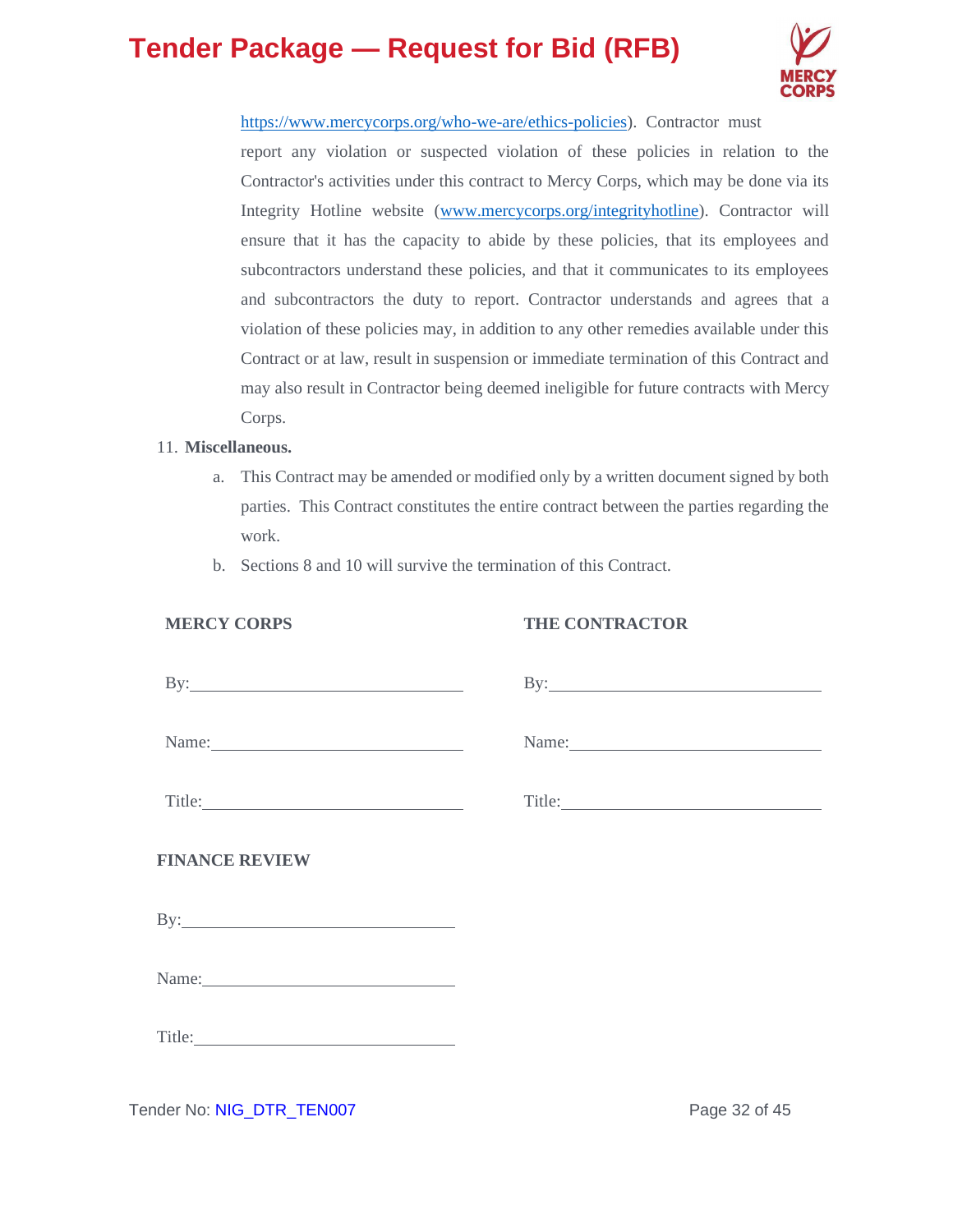[https://www.mercycorps.org/who-we-are/ethics-policies](https://www.mercycorps.org/who-we-are/ethics-policies)). Contractor must report any violation or suspected violation of these policies in relation to the Contractor's activities under this contract to Mercy Corps, which may be done via its Integrity Hotline website ([www.mercycorps.org/integrityhotline](www.mercycorps.org/integrityhotline)). Contractor will ensure that it has the capacity to abide by these policies, that its employees and subcontractors understand these policies, and that it communicates to its employees and subcontractors the duty to report. Contractor understands and agrees that a violation of these policies may, in addition to any other remedies available under this Contract or at law, result in suspension or immediate termination of this Contract and may also result in Contractor being deemed ineligible for future contracts with Mercy Corps.

11. **Miscellaneous.**
    a. This Contract may be amended or modified only by a written document signed by both parties. This Contract constitutes the entire contract between the parties regarding the work.
    b. Sections 8 and 10 will survive the termination of this Contract.

| **MERCY CORPS** | **THE CONTRACTOR** |
| --- | --- |
| By:______________________________ | By:______________________________ |
| Name:____________________________ | Name:____________________________ |
| Title:_____________________________ | Title:_____________________________ |

**FINANCE REVIEW**

By:______________________________

Name:____________________________

Title:_____________________________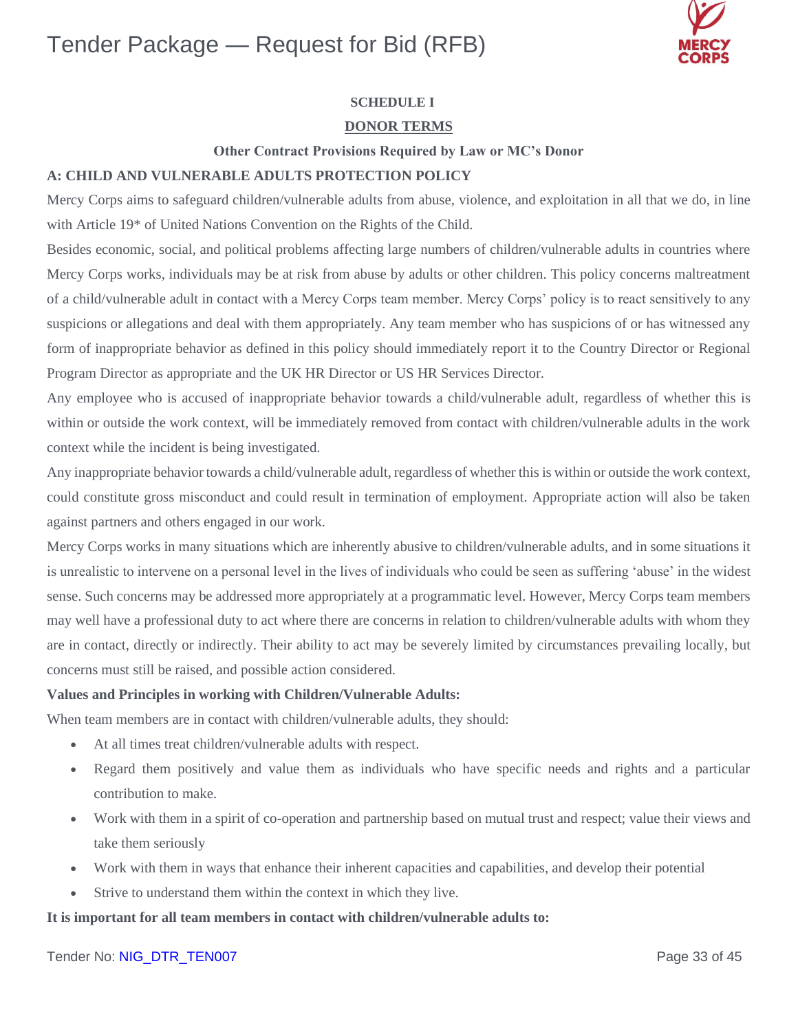**SCHEDULE I**

**DONOR TERMS**

**Other Contract Provisions Required by Law or MC's Donor**

**A: CHILD AND VULNERABLE ADULTS PROTECTION POLICY**

Mercy Corps aims to safeguard children/vulnerable adults from abuse, violence, and exploitation in all that we do, in line with Article 19* of United Nations Convention on the Rights of the Child.

Besides economic, social, and political problems affecting large numbers of children/vulnerable adults in countries where Mercy Corps works, individuals may be at risk from abuse by adults or other children. This policy concerns maltreatment of a child/vulnerable adult in contact with a Mercy Corps team member. Mercy Corps' policy is to react sensitively to any suspicions or allegations and deal with them appropriately. Any team member who has suspicions of or has witnessed any form of inappropriate behavior as defined in this policy should immediately report it to the Country Director or Regional Program Director as appropriate and the UK HR Director or US HR Services Director.

Any employee who is accused of inappropriate behavior towards a child/vulnerable adult, regardless of whether this is within or outside the work context, will be immediately removed from contact with children/vulnerable adults in the work context while the incident is being investigated.

Any inappropriate behavior towards a child/vulnerable adult, regardless of whether this is within or outside the work context, could constitute gross misconduct and could result in termination of employment. Appropriate action will also be taken against partners and others engaged in our work.

Mercy Corps works in many situations which are inherently abusive to children/vulnerable adults, and in some situations it is unrealistic to intervene on a personal level in the lives of individuals who could be seen as suffering 'abuse' in the widest sense. Such concerns may be addressed more appropriately at a programmatic level. However, Mercy Corps team members may well have a professional duty to act where there are concerns in relation to children/vulnerable adults with whom they are in contact, directly or indirectly. Their ability to act may be severely limited by circumstances prevailing locally, but concerns must still be raised, and possible action considered.

**Values and Principles in working with Children/Vulnerable Adults:**

When team members are in contact with children/vulnerable adults, they should:

- At all times treat children/vulnerable adults with respect.
- Regard them positively and value them as individuals who have specific needs and rights and a particular contribution to make.
- Work with them in a spirit of co-operation and partnership based on mutual trust and respect; value their views and take them seriously
- Work with them in ways that enhance their inherent capacities and capabilities, and develop their potential
- Strive to understand them within the context in which they live.

**It is important for all team members in contact with children/vulnerable adults to:**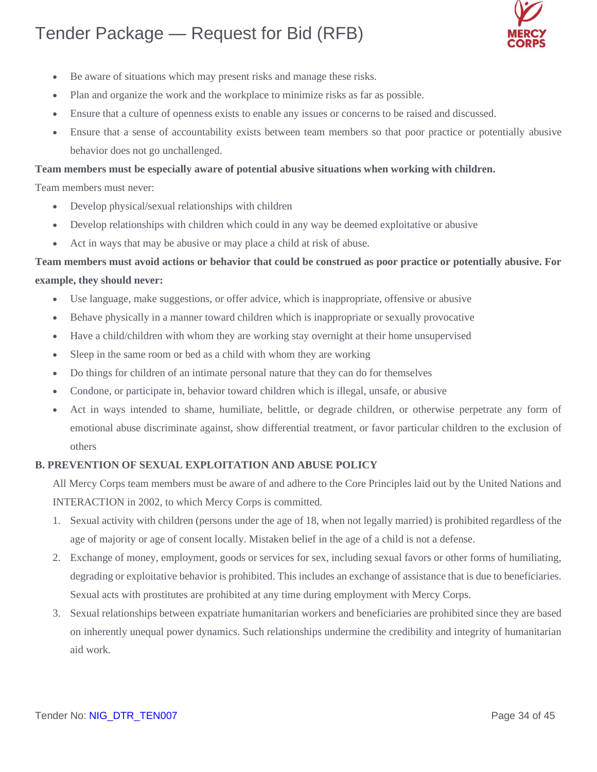- Be aware of situations which may present risks and manage these risks.
- Plan and organize the work and the workplace to minimize risks as far as possible.
- Ensure that a culture of openness exists to enable any issues or concerns to be raised and discussed.
- Ensure that a sense of accountability exists between team members so that poor practice or potentially abusive behavior does not go unchallenged.

**Team members must be especially aware of potential abusive situations when working with children.**

Team members must never:

- Develop physical/sexual relationships with children
- Develop relationships with children which could in any way be deemed exploitative or abusive
- Act in ways that may be abusive or may place a child at risk of abuse.

**Team members must avoid actions or behavior that could be construed as poor practice or potentially abusive. For example, they should never:**

- Use language, make suggestions, or offer advice, which is inappropriate, offensive or abusive
- Behave physically in a manner toward children which is inappropriate or sexually provocative
- Have a child/children with whom they are working stay overnight at their home unsupervised
- Sleep in the same room or bed as a child with whom they are working
- Do things for children of an intimate personal nature that they can do for themselves
- Condone, or participate in, behavior toward children which is illegal, unsafe, or abusive
- Act in ways intended to shame, humiliate, belittle, or degrade children, or otherwise perpetrate any form of emotional abuse discriminate against, show differential treatment, or favor particular children to the exclusion of others

**B. PREVENTION OF SEXUAL EXPLOITATION AND ABUSE POLICY**

All Mercy Corps team members must be aware of and adhere to the Core Principles laid out by the United Nations and INTERACTION in 2002, to which Mercy Corps is committed.

1. Sexual activity with children (persons under the age of 18, when not legally married) is prohibited regardless of the age of majority or age of consent locally. Mistaken belief in the age of a child is not a defense.
2. Exchange of money, employment, goods or services for sex, including sexual favors or other forms of humiliating, degrading or exploitative behavior is prohibited. This includes an exchange of assistance that is due to beneficiaries. Sexual acts with prostitutes are prohibited at any time during employment with Mercy Corps.
3. Sexual relationships between expatriate humanitarian workers and beneficiaries are prohibited since they are based on inherently unequal power dynamics. Such relationships undermine the credibility and integrity of humanitarian aid work.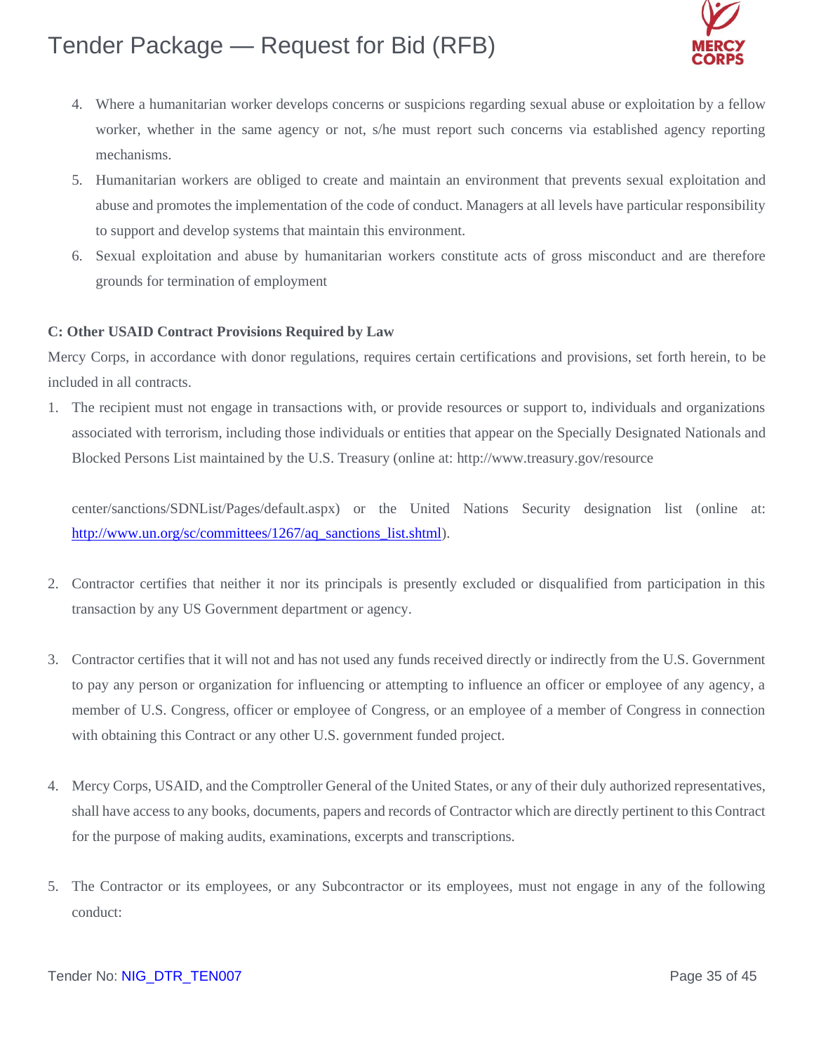4. Where a humanitarian worker develops concerns or suspicions regarding sexual abuse or exploitation by a fellow worker, whether in the same agency or not, s/he must report such concerns via established agency reporting mechanisms.
5. Humanitarian workers are obliged to create and maintain an environment that prevents sexual exploitation and abuse and promotes the implementation of the code of conduct. Managers at all levels have particular responsibility to support and develop systems that maintain this environment.
6. Sexual exploitation and abuse by humanitarian workers constitute acts of gross misconduct and are therefore grounds for termination of employment

**C: Other USAID Contract Provisions Required by Law**

Mercy Corps, in accordance with donor regulations, requires certain certifications and provisions, set forth herein, to be included in all contracts.

1. The recipient must not engage in transactions with, or provide resources or support to, individuals and organizations associated with terrorism, including those individuals or entities that appear on the Specially Designated Nationals and Blocked Persons List maintained by the U.S. Treasury (online at: http://www.treasury.gov/resource

   center/sanctions/SDNList/Pages/default.aspx) or the United Nations Security designation list (online at: http://www.un.org/sc/committees/1267/aq_sanctions_list.shtml).

2. Contractor certifies that neither it nor its principals is presently excluded or disqualified from participation in this transaction by any US Government department or agency.

3. Contractor certifies that it will not and has not used any funds received directly or indirectly from the U.S. Government to pay any person or organization for influencing or attempting to influence an officer or employee of any agency, a member of U.S. Congress, officer or employee of Congress, or an employee of a member of Congress in connection with obtaining this Contract or any other U.S. government funded project.

4. Mercy Corps, USAID, and the Comptroller General of the United States, or any of their duly authorized representatives, shall have access to any books, documents, papers and records of Contractor which are directly pertinent to this Contract for the purpose of making audits, examinations, excerpts and transcriptions.

5. The Contractor or its employees, or any Subcontractor or its employees, must not engage in any of the following conduct: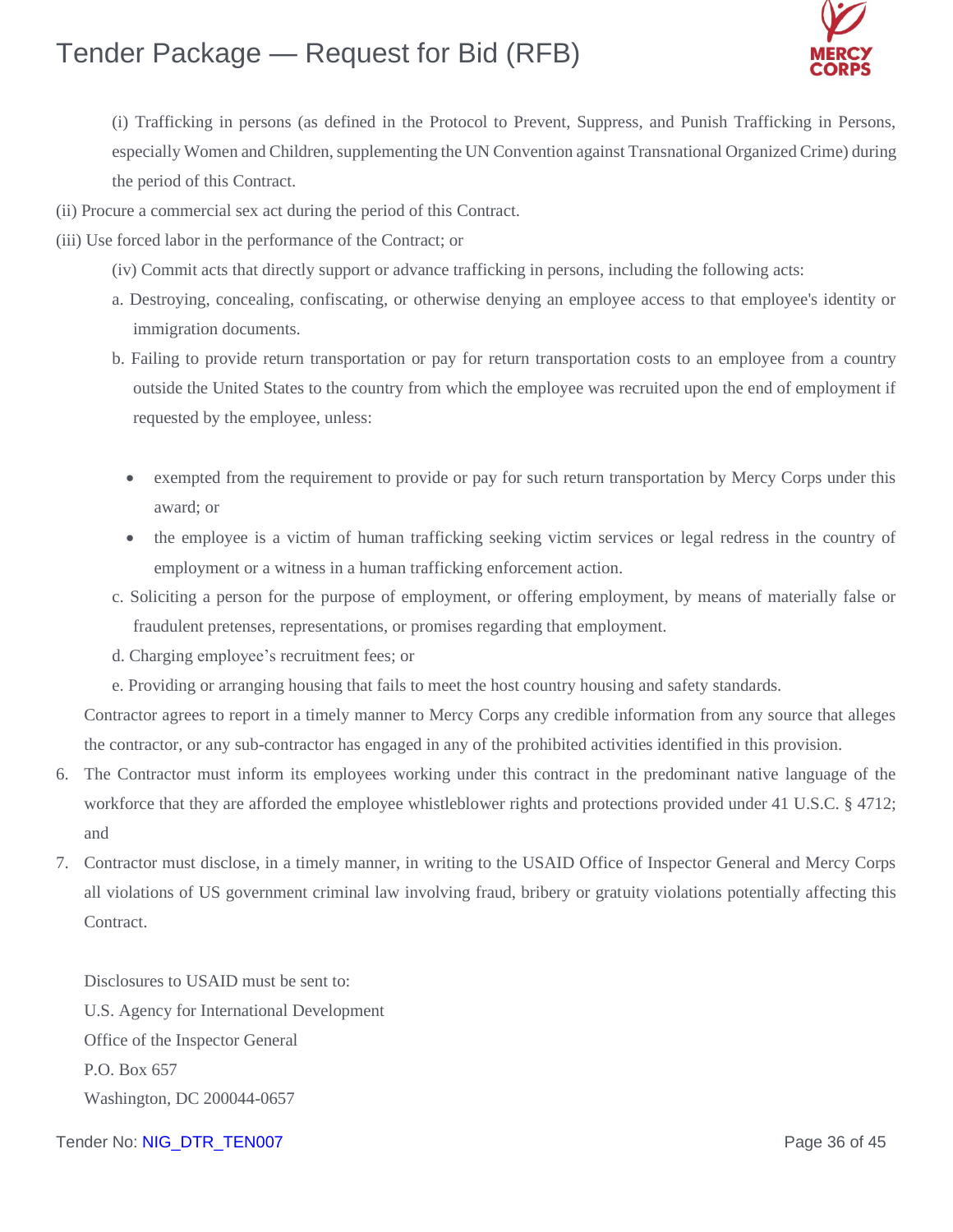(i) Trafficking in persons (as defined in the Protocol to Prevent, Suppress, and Punish Trafficking in Persons, especially Women and Children, supplementing the UN Convention against Transnational Organized Crime) during the period of this Contract.

(ii) Procure a commercial sex act during the period of this Contract.

(iii) Use forced labor in the performance of the Contract; or

(iv) Commit acts that directly support or advance trafficking in persons, including the following acts:

a. Destroying, concealing, confiscating, or otherwise denying an employee access to that employee's identity or immigration documents.

b. Failing to provide return transportation or pay for return transportation costs to an employee from a country outside the United States to the country from which the employee was recruited upon the end of employment if requested by the employee, unless:

- exempted from the requirement to provide or pay for such return transportation by Mercy Corps under this award; or
- the employee is a victim of human trafficking seeking victim services or legal redress in the country of employment or a witness in a human trafficking enforcement action.

c. Soliciting a person for the purpose of employment, or offering employment, by means of materially false or fraudulent pretenses, representations, or promises regarding that employment.

d. Charging employee's recruitment fees; or

e. Providing or arranging housing that fails to meet the host country housing and safety standards.

Contractor agrees to report in a timely manner to Mercy Corps any credible information from any source that alleges the contractor, or any sub-contractor has engaged in any of the prohibited activities identified in this provision.

6. The Contractor must inform its employees working under this contract in the predominant native language of the workforce that they are afforded the employee whistleblower rights and protections provided under 41 U.S.C. § 4712; and
7. Contractor must disclose, in a timely manner, in writing to the USAID Office of Inspector General and Mercy Corps all violations of US government criminal law involving fraud, bribery or gratuity violations potentially affecting this Contract.

Disclosures to USAID must be sent to:
U.S. Agency for International Development
Office of the Inspector General
P.O. Box 657
Washington, DC 200044-0657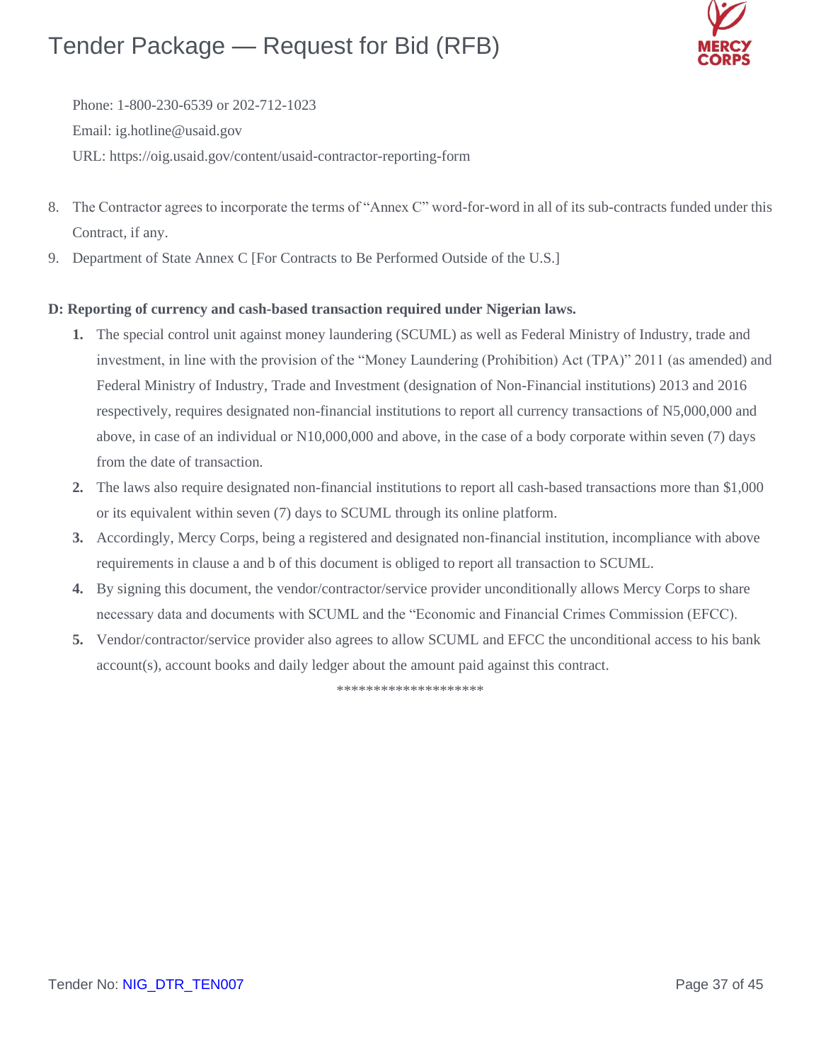Phone: 1-800-230-6539 or 202-712-1023

Email: ig.hotline@usaid.gov

URL: https://oig.usaid.gov/content/usaid-contractor-reporting-form

8. The Contractor agrees to incorporate the terms of "Annex C" word-for-word in all of its sub-contracts funded under this Contract, if any.
9. Department of State Annex C [For Contracts to Be Performed Outside of the U.S.]

**D: Reporting of currency and cash-based transaction required under Nigerian laws.**

1. The special control unit against money laundering (SCUML) as well as Federal Ministry of Industry, trade and investment, in line with the provision of the "Money Laundering (Prohibition) Act (TPA)" 2011 (as amended) and Federal Ministry of Industry, Trade and Investment (designation of Non-Financial institutions) 2013 and 2016 respectively, requires designated non-financial institutions to report all currency transactions of N5,000,000 and above, in case of an individual or N10,000,000 and above, in the case of a body corporate within seven (7) days from the date of transaction.
2. The laws also require designated non-financial institutions to report all cash-based transactions more than $1,000 or its equivalent within seven (7) days to SCUML through its online platform.
3. Accordingly, Mercy Corps, being a registered and designated non-financial institution, incompliance with above requirements in clause a and b of this document is obliged to report all transaction to SCUML.
4. By signing this document, the vendor/contractor/service provider unconditionally allows Mercy Corps to share necessary data and documents with SCUML and the "Economic and Financial Crimes Commission (EFCC).
5. Vendor/contractor/service provider also agrees to allow SCUML and EFCC the unconditional access to his bank account(s), account books and daily ledger about the amount paid against this contract.

********************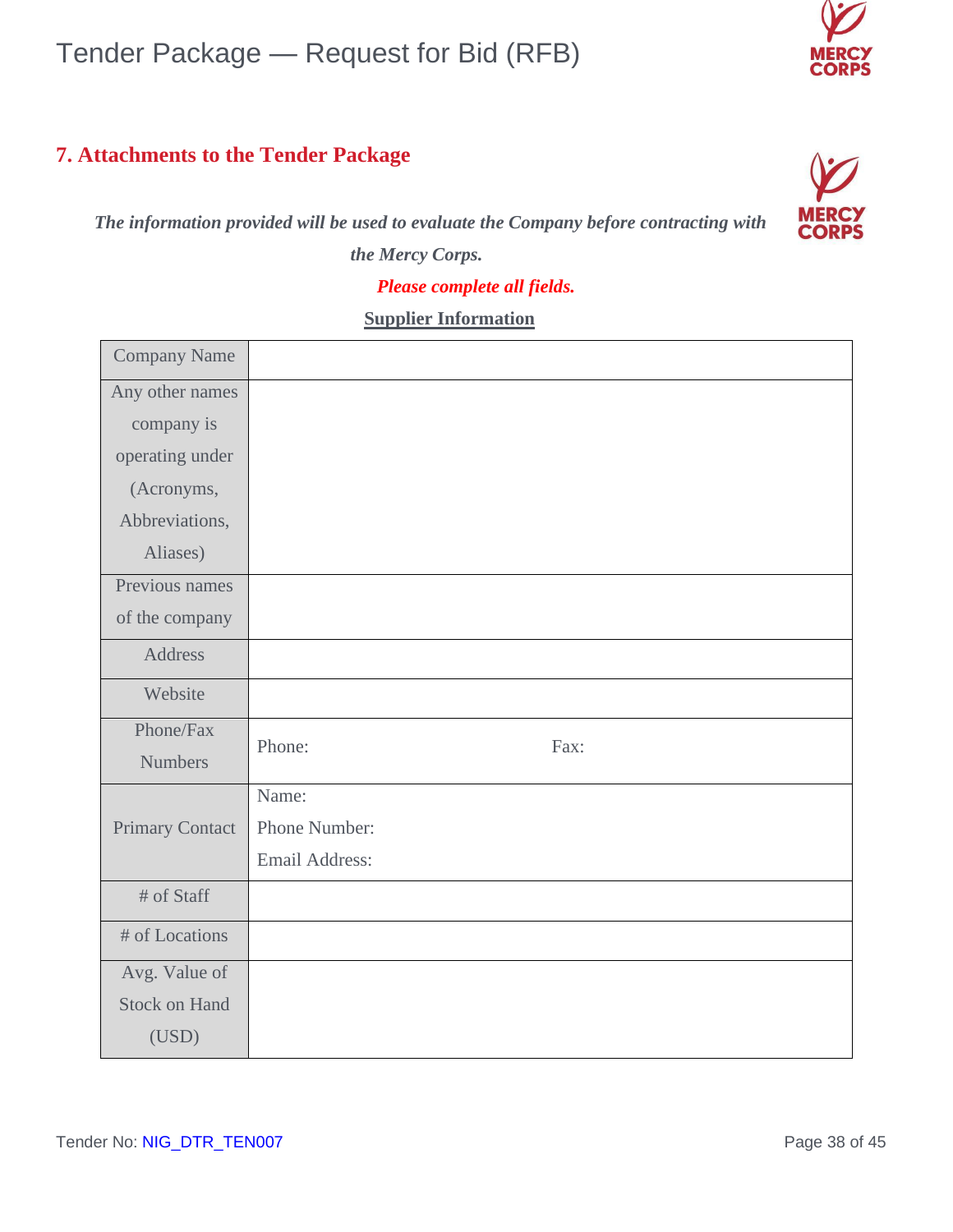## 7. Attachments to the Tender Package

***The information provided will be used to evaluate the Company before contracting with the Mercy Corps.***

***Please complete all fields.***

**Supplier Information**

| | |
|---|---|
| Company Name | |
| Any other names company is operating under (Acronyms, Abbreviations, Aliases) | |
| Previous names of the company | |
| Address | |
| Website | |
| Phone/Fax Numbers | Phone: Fax: |
| Primary Contact | Name:<br>Phone Number:<br>Email Address: |
| # of Staff | |
| # of Locations | |
| Avg. Value of Stock on Hand (USD) | |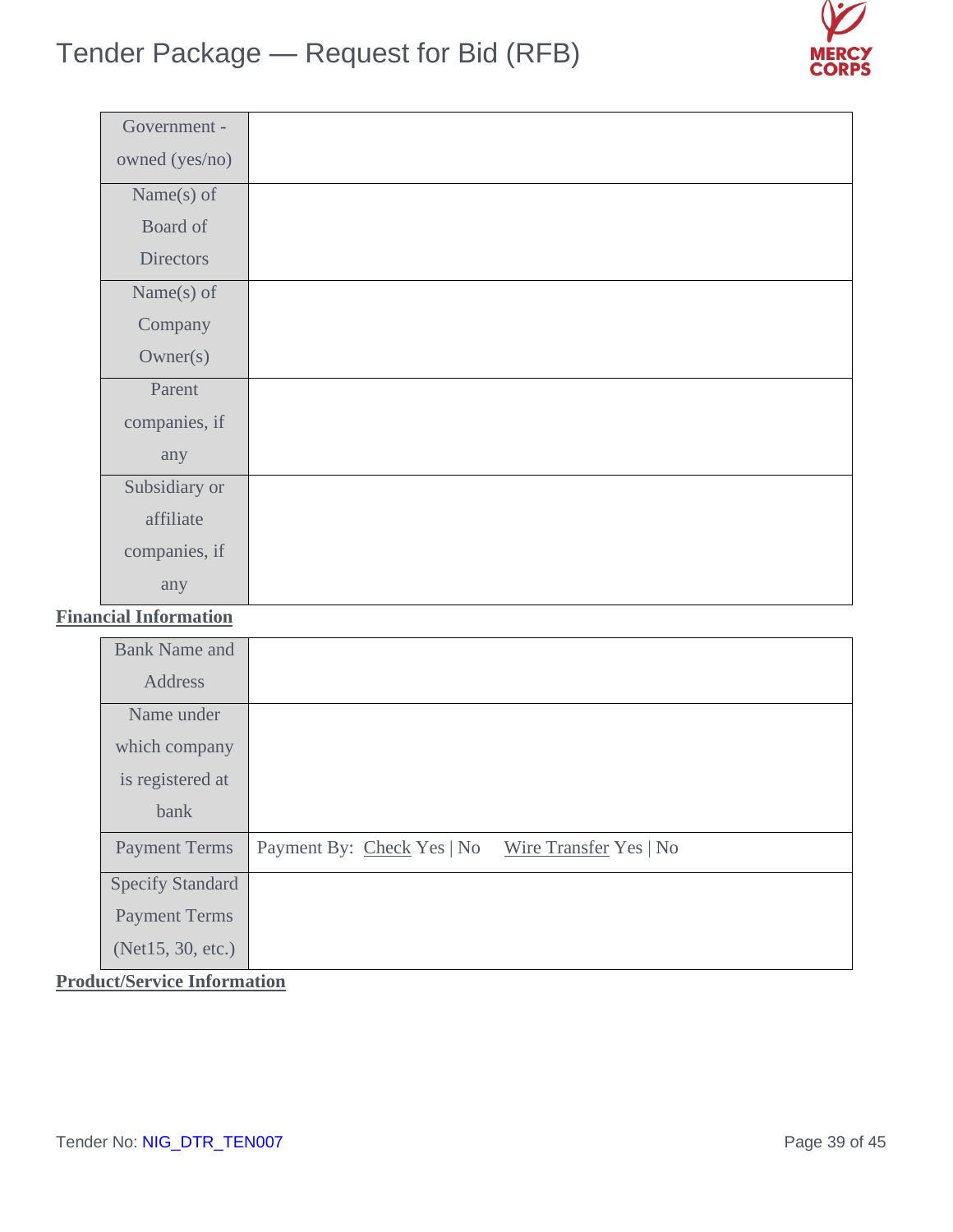| | |
|---|---|
| Government - owned (yes/no) | |
| Name(s) of Board of Directors | |
| Name(s) of Company Owner(s) | |
| Parent companies, if any | |
| Subsidiary or affiliate companies, if any | |

**Financial Information**

| | |
|---|---|
| Bank Name and Address | |
| Name under which company is registered at bank | |
| Payment Terms | Payment By: Check Yes \| No    Wire Transfer Yes \| No |
| Specify Standard Payment Terms (Net15, 30, etc.) | |

**Product/Service Information**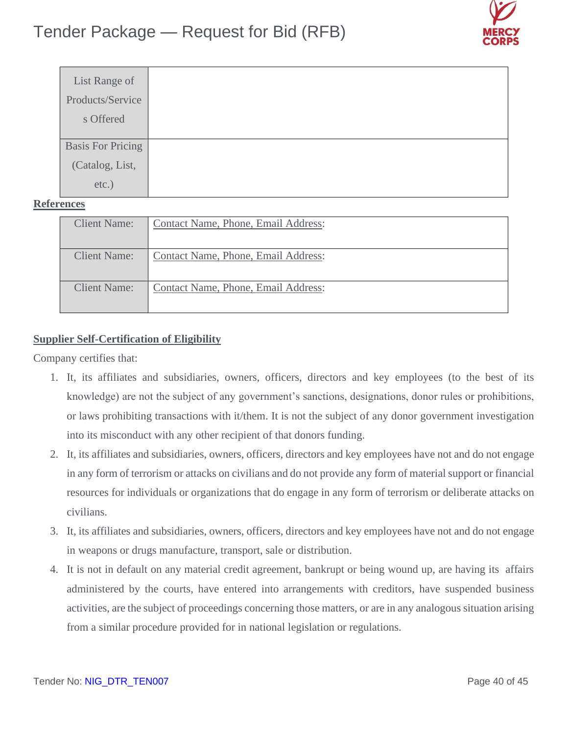| List Range of Products/Services Offered | |
|---|---|
| Basis For Pricing (Catalog, List, etc.) | |

**References**

| Client Name: | Contact Name, Phone, Email Address: |
|---|---|
| Client Name: | Contact Name, Phone, Email Address: |
| Client Name: | Contact Name, Phone, Email Address: |

**Supplier Self-Certification of Eligibility**

Company certifies that:

1. It, its affiliates and subsidiaries, owners, officers, directors and key employees (to the best of its knowledge) are not the subject of any government's sanctions, designations, donor rules or prohibitions, or laws prohibiting transactions with it/them. It is not the subject of any donor government investigation into its misconduct with any other recipient of that donors funding.
2. It, its affiliates and subsidiaries, owners, officers, directors and key employees have not and do not engage in any form of terrorism or attacks on civilians and do not provide any form of material support or financial resources for individuals or organizations that do engage in any form of terrorism or deliberate attacks on civilians.
3. It, its affiliates and subsidiaries, owners, officers, directors and key employees have not and do not engage in weapons or drugs manufacture, transport, sale or distribution.
4. It is not in default on any material credit agreement, bankrupt or being wound up, are having its affairs administered by the courts, have entered into arrangements with creditors, have suspended business activities, are the subject of proceedings concerning those matters, or are in any analogous situation arising from a similar procedure provided for in national legislation or regulations.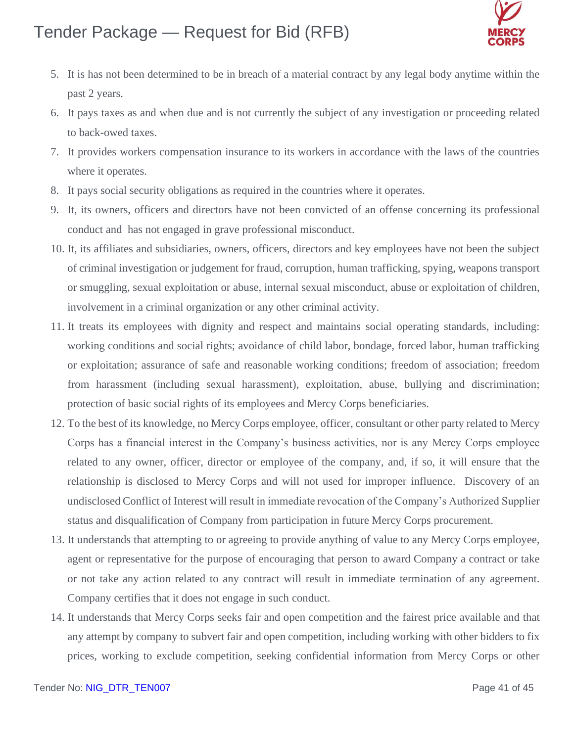5. It is has not been determined to be in breach of a material contract by any legal body anytime within the past 2 years.
6. It pays taxes as and when due and is not currently the subject of any investigation or proceeding related to back-owed taxes.
7. It provides workers compensation insurance to its workers in accordance with the laws of the countries where it operates.
8. It pays social security obligations as required in the countries where it operates.
9. It, its owners, officers and directors have not been convicted of an offense concerning its professional conduct and has not engaged in grave professional misconduct.
10. It, its affiliates and subsidiaries, owners, officers, directors and key employees have not been the subject of criminal investigation or judgement for fraud, corruption, human trafficking, spying, weapons transport or smuggling, sexual exploitation or abuse, internal sexual misconduct, abuse or exploitation of children, involvement in a criminal organization or any other criminal activity.
11. It treats its employees with dignity and respect and maintains social operating standards, including: working conditions and social rights; avoidance of child labor, bondage, forced labor, human trafficking or exploitation; assurance of safe and reasonable working conditions; freedom of association; freedom from harassment (including sexual harassment), exploitation, abuse, bullying and discrimination; protection of basic social rights of its employees and Mercy Corps beneficiaries.
12. To the best of its knowledge, no Mercy Corps employee, officer, consultant or other party related to Mercy Corps has a financial interest in the Company's business activities, nor is any Mercy Corps employee related to any owner, officer, director or employee of the company, and, if so, it will ensure that the relationship is disclosed to Mercy Corps and will not used for improper influence. Discovery of an undisclosed Conflict of Interest will result in immediate revocation of the Company's Authorized Supplier status and disqualification of Company from participation in future Mercy Corps procurement.
13. It understands that attempting to or agreeing to provide anything of value to any Mercy Corps employee, agent or representative for the purpose of encouraging that person to award Company a contract or take or not take any action related to any contract will result in immediate termination of any agreement. Company certifies that it does not engage in such conduct.
14. It understands that Mercy Corps seeks fair and open competition and the fairest price available and that any attempt by company to subvert fair and open competition, including working with other bidders to fix prices, working to exclude competition, seeking confidential information from Mercy Corps or other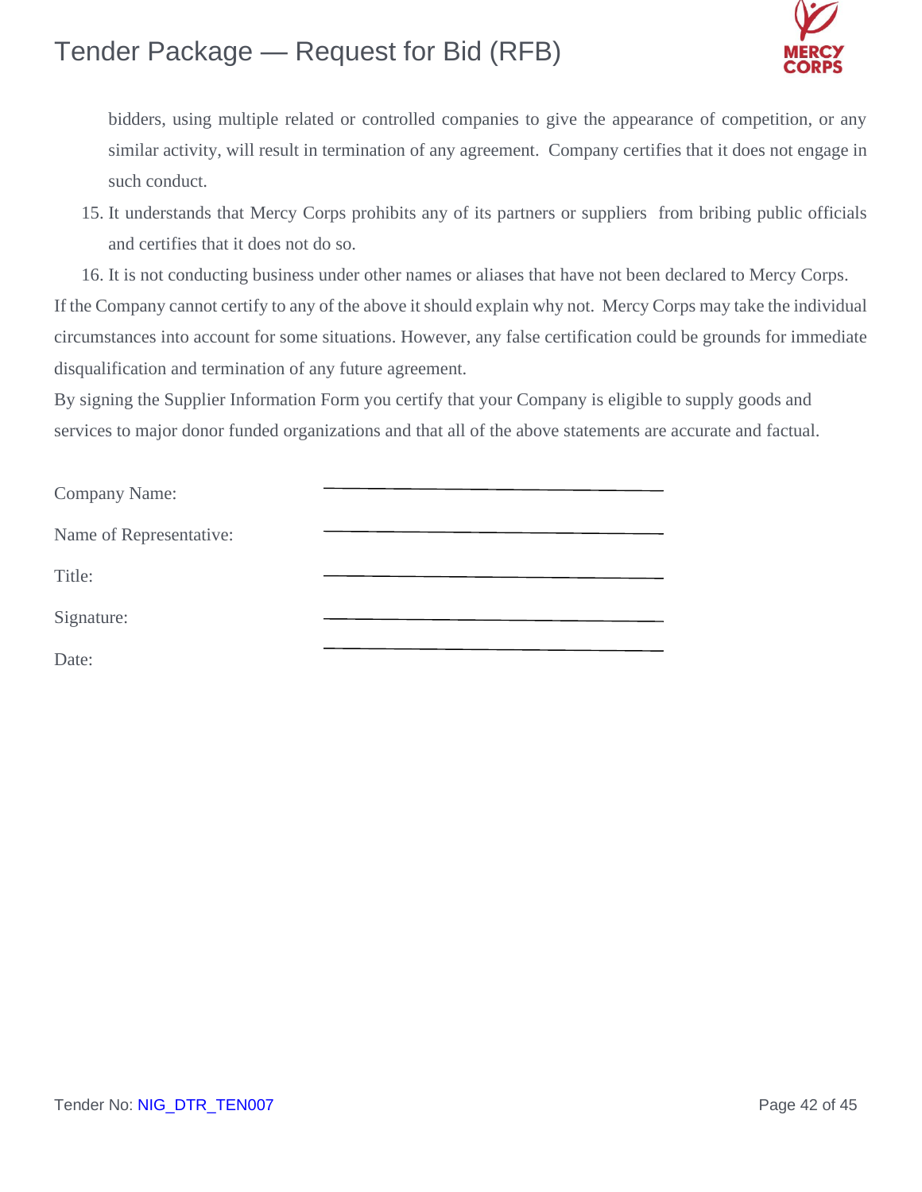bidders, using multiple related or controlled companies to give the appearance of competition, or any similar activity, will result in termination of any agreement. Company certifies that it does not engage in such conduct.

15. It understands that Mercy Corps prohibits any of its partners or suppliers from bribing public officials and certifies that it does not do so.
16. It is not conducting business under other names or aliases that have not been declared to Mercy Corps.

If the Company cannot certify to any of the above it should explain why not. Mercy Corps may take the individual circumstances into account for some situations. However, any false certification could be grounds for immediate disqualification and termination of any future agreement.

By signing the Supplier Information Form you certify that your Company is eligible to supply goods and services to major donor funded organizations and that all of the above statements are accurate and factual.

Company Name: \_\_\_\_\_\_\_\_\_\_\_\_\_\_\_\_\_\_\_\_\_\_\_\_\_\_\_\_\_\_\_\_

Name of Representative: \_\_\_\_\_\_\_\_\_\_\_\_\_\_\_\_\_\_\_\_\_\_\_\_\_\_\_\_\_\_\_\_

Title: \_\_\_\_\_\_\_\_\_\_\_\_\_\_\_\_\_\_\_\_\_\_\_\_\_\_\_\_\_\_\_\_

Signature: \_\_\_\_\_\_\_\_\_\_\_\_\_\_\_\_\_\_\_\_\_\_\_\_\_\_\_\_\_\_\_\_

Date: \_\_\_\_\_\_\_\_\_\_\_\_\_\_\_\_\_\_\_\_\_\_\_\_\_\_\_\_\_\_\_\_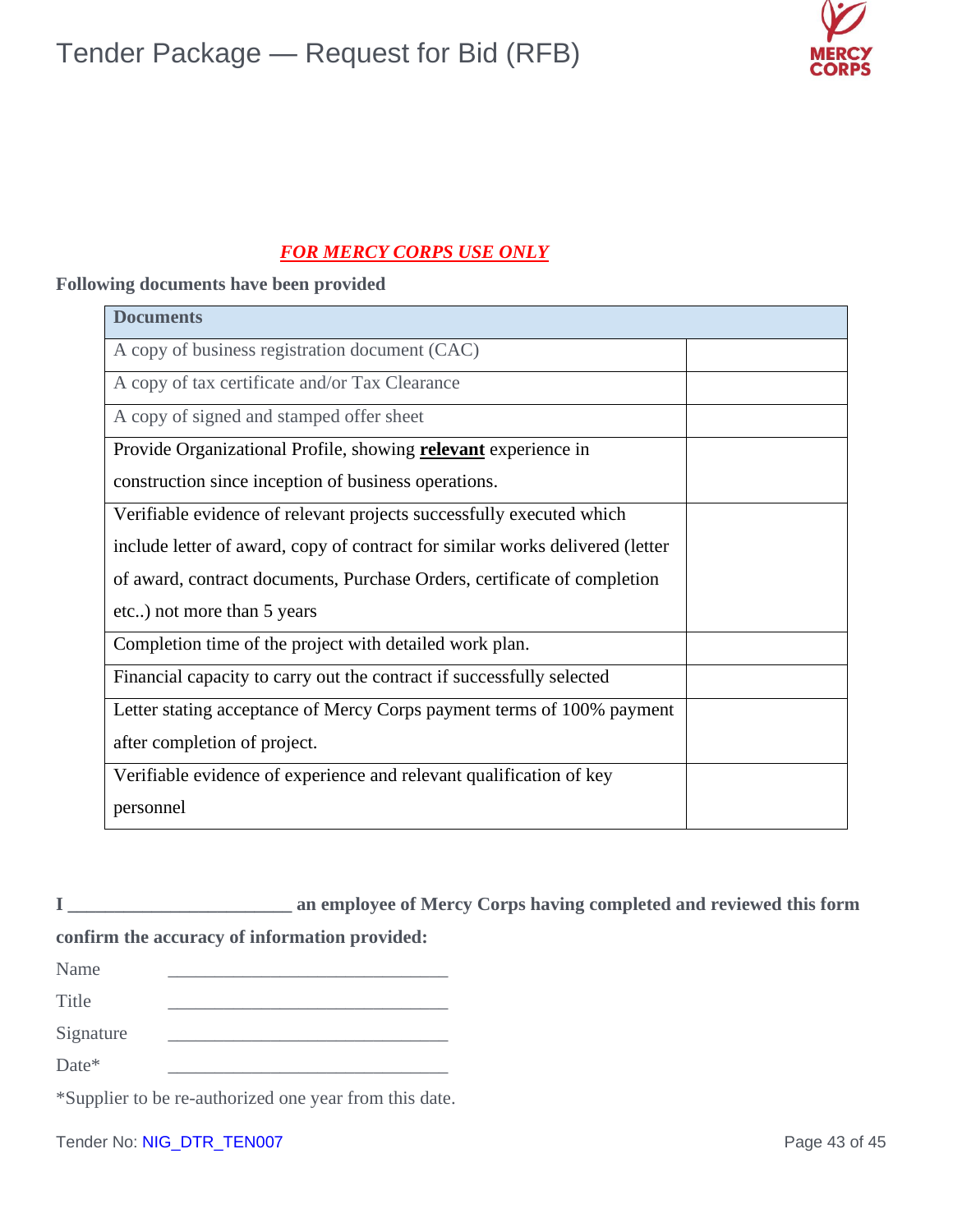***FOR MERCY CORPS USE ONLY***

**Following documents have been provided**

| Documents | |
|---|---|
| A copy of business registration document (CAC) | |
| A copy of tax certificate and/or Tax Clearance | |
| A copy of signed and stamped offer sheet | |
| Provide Organizational Profile, showing **relevant** experience in construction since inception of business operations. | |
| Verifiable evidence of relevant projects successfully executed which include letter of award, copy of contract for similar works delivered (letter of award, contract documents, Purchase Orders, certificate of completion etc..) not more than 5 years | |
| Completion time of the project with detailed work plan. | |
| Financial capacity to carry out the contract if successfully selected | |
| Letter stating acceptance of Mercy Corps payment terms of 100% payment after completion of project. | |
| Verifiable evidence of experience and relevant qualification of key personnel | |

**I ________________________ an employee of Mercy Corps having completed and reviewed this form confirm the accuracy of information provided:**

Name ________________________________

Title ________________________________

Signature ________________________________

Date* ________________________________

*Supplier to be re-authorized one year from this date.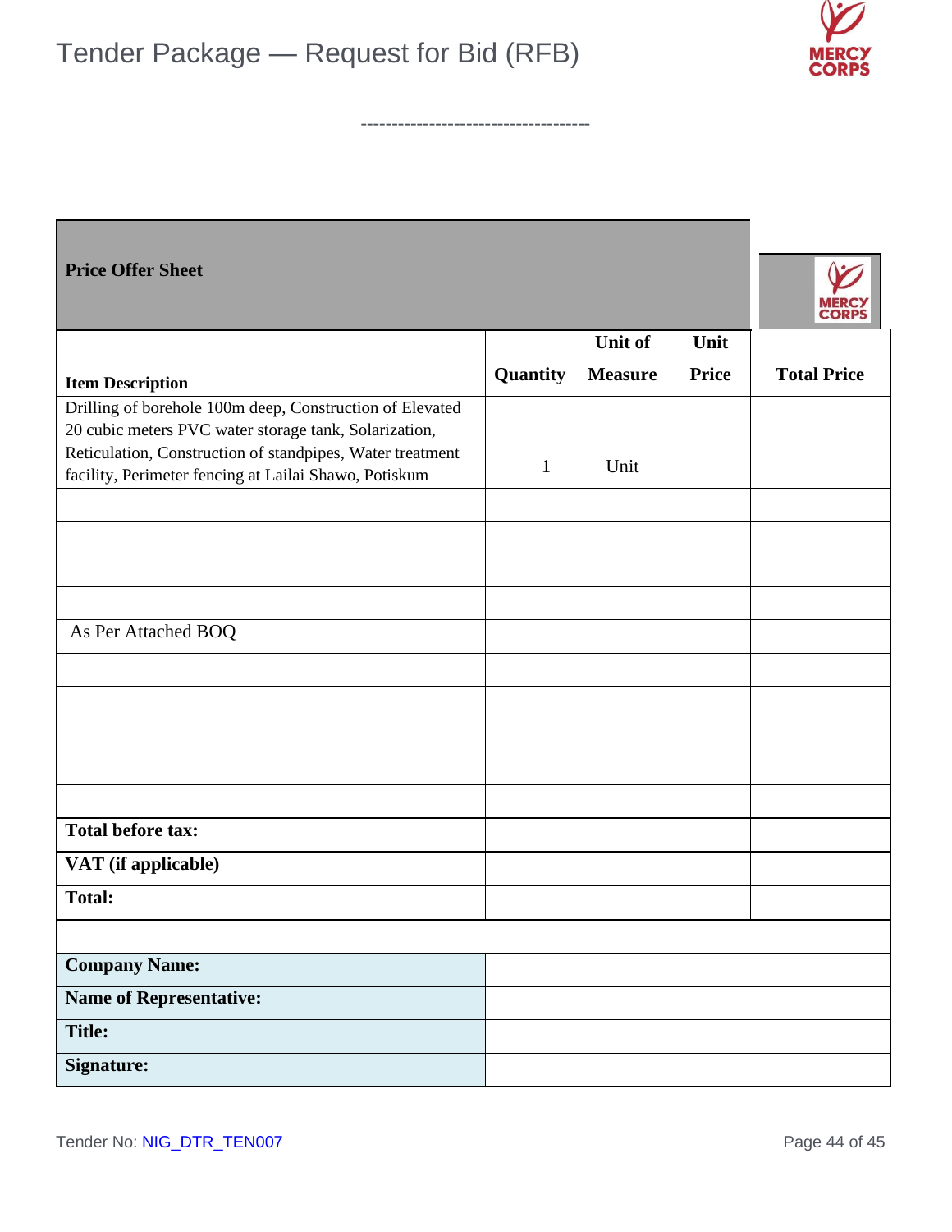------------------------------------

**Price Offer Sheet**

| Item Description | Quantity | Unit of Measure | Unit Price | Total Price |
|---|---|---|---|---|
| Drilling of borehole 100m deep, Construction of Elevated 20 cubic meters PVC water storage tank, Solarization, Reticulation, Construction of standpipes, Water treatment facility, Perimeter fencing at Lailai Shawo, Potiskum | 1 | Unit | | |
| | | | | |
| | | | | |
| | | | | |
| | | | | |
| As Per Attached BOQ | | | | |
| | | | | |
| | | | | |
| | | | | |
| | | | | |
| | | | | |
| **Total before tax:** | | | | |
| **VAT (if applicable)** | | | | |
| **Total:** | | | | |

| | |
|---|---|
| **Company Name:** | |
| **Name of Representative:** | |
| **Title:** | |
| **Signature:** | |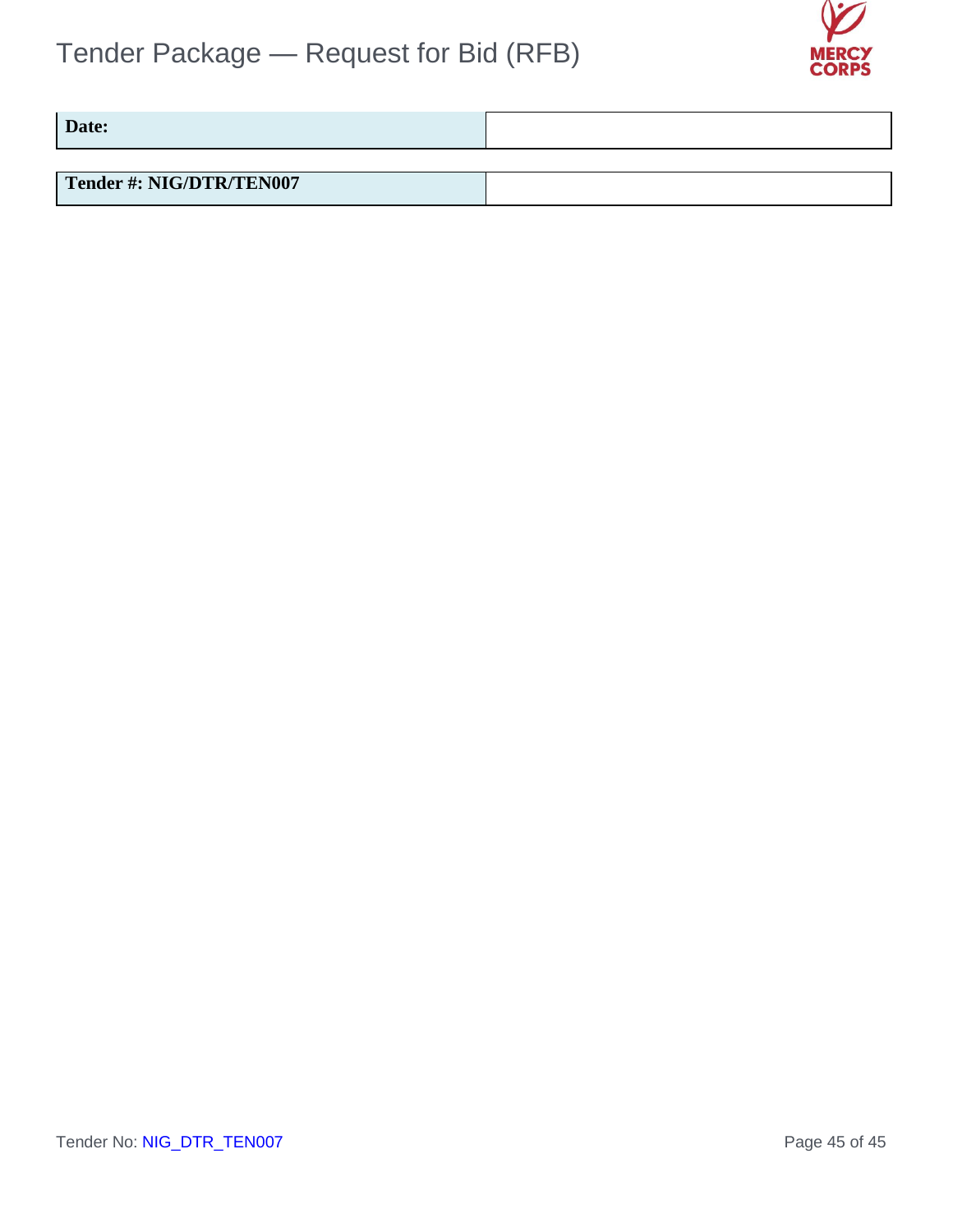| | |
|---|---|
| **Date:** | |

| | |
|---|---|
| **Tender #: NIG/DTR/TEN007** | |